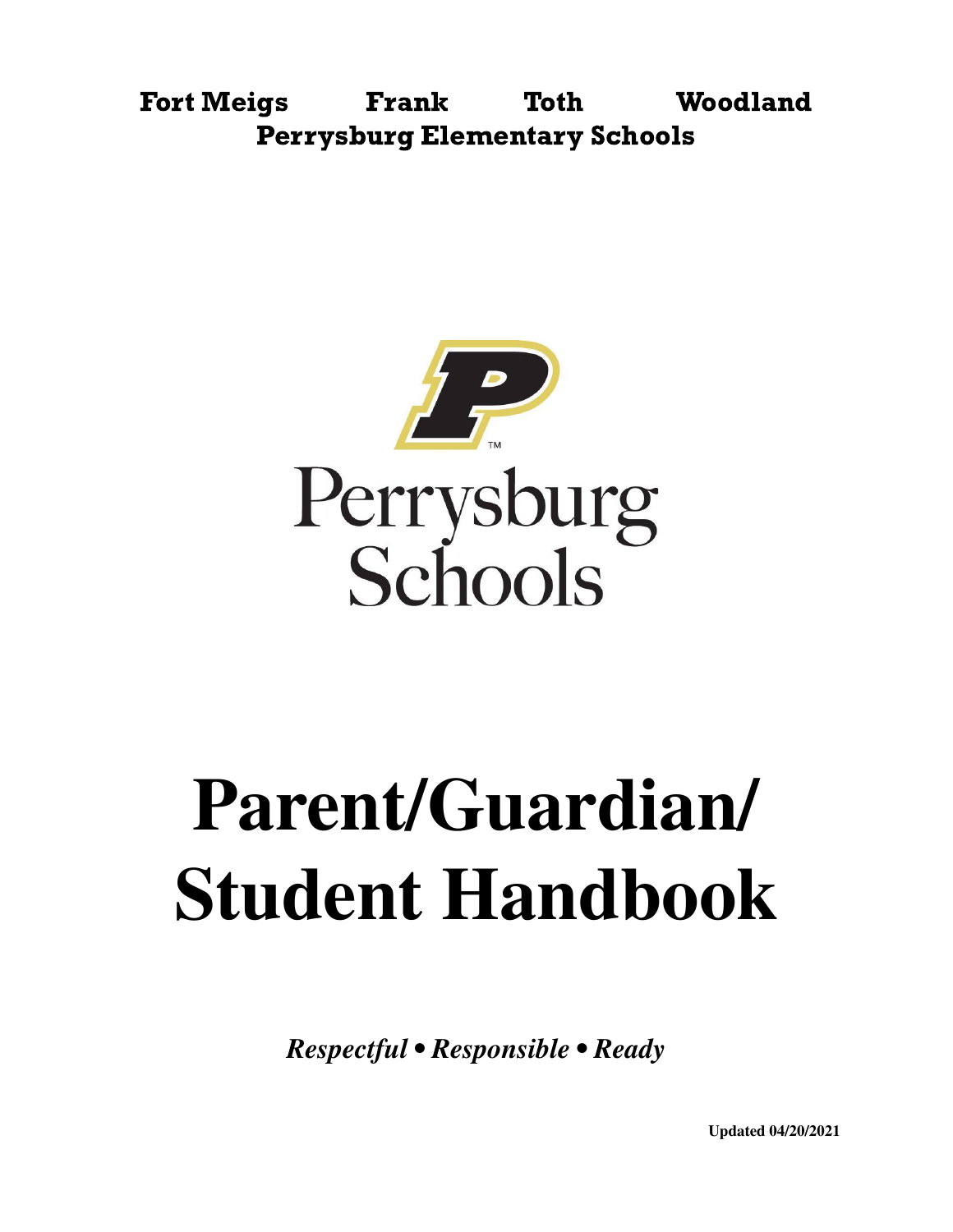**Fort Meigs Frank Toth Woodland**
**Perrysburg Elementary Schools**

Perrysburg Schools

# Parent/Guardian/ Student Handbook

*Respectful • Responsible • Ready*

**Updated 04/20/2021**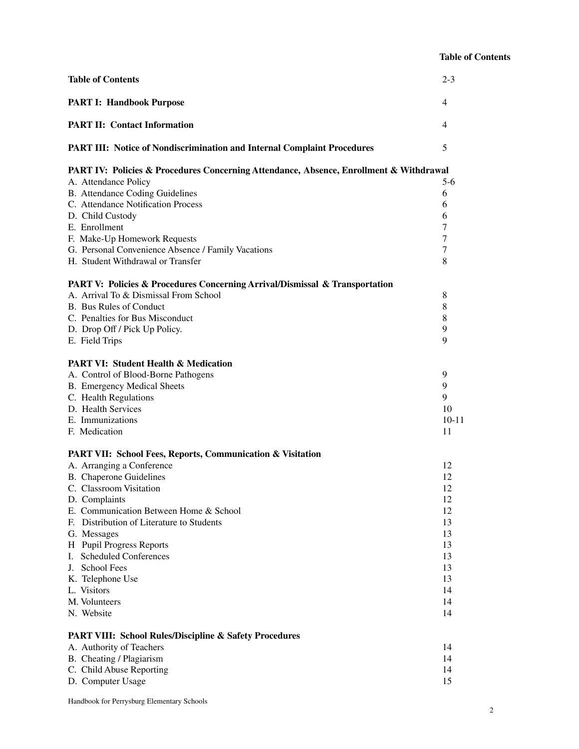# Table of Contents

| | |
|---|---|
| **Table of Contents** | 2-3 |
| **PART I: Handbook Purpose** | 4 |
| **PART II: Contact Information** | 4 |
| **PART III: Notice of Nondiscrimination and Internal Complaint Procedures** | 5 |
| **PART IV: Policies & Procedures Concerning Attendance, Absence, Enrollment & Withdrawal** | |
| A. Attendance Policy | 5-6 |
| B. Attendance Coding Guidelines | 6 |
| C. Attendance Notification Process | 6 |
| D. Child Custody | 6 |
| E. Enrollment | 7 |
| F. Make-Up Homework Requests | 7 |
| G. Personal Convenience Absence / Family Vacations | 7 |
| H. Student Withdrawal or Transfer | 8 |
| **PART V: Policies & Procedures Concerning Arrival/Dismissal & Transportation** | |
| A. Arrival To & Dismissal From School | 8 |
| B. Bus Rules of Conduct | 8 |
| C. Penalties for Bus Misconduct | 8 |
| D. Drop Off / Pick Up Policy. | 9 |
| E. Field Trips | 9 |
| **PART VI: Student Health & Medication** | |
| A. Control of Blood-Borne Pathogens | 9 |
| B. Emergency Medical Sheets | 9 |
| C. Health Regulations | 9 |
| D. Health Services | 10 |
| E. Immunizations | 10-11 |
| F. Medication | 11 |
| **PART VII: School Fees, Reports, Communication & Visitation** | |
| A. Arranging a Conference | 12 |
| B. Chaperone Guidelines | 12 |
| C. Classroom Visitation | 12 |
| D. Complaints | 12 |
| E. Communication Between Home & School | 12 |
| F. Distribution of Literature to Students | 13 |
| G. Messages | 13 |
| H Pupil Progress Reports | 13 |
| I. Scheduled Conferences | 13 |
| J. School Fees | 13 |
| K. Telephone Use | 13 |
| L. Visitors | 14 |
| M. Volunteers | 14 |
| N. Website | 14 |
| **PART VIII: School Rules/Discipline & Safety Procedures** | |
| A. Authority of Teachers | 14 |
| B. Cheating / Plagiarism | 14 |
| C. Child Abuse Reporting | 14 |
| D. Computer Usage | 15 |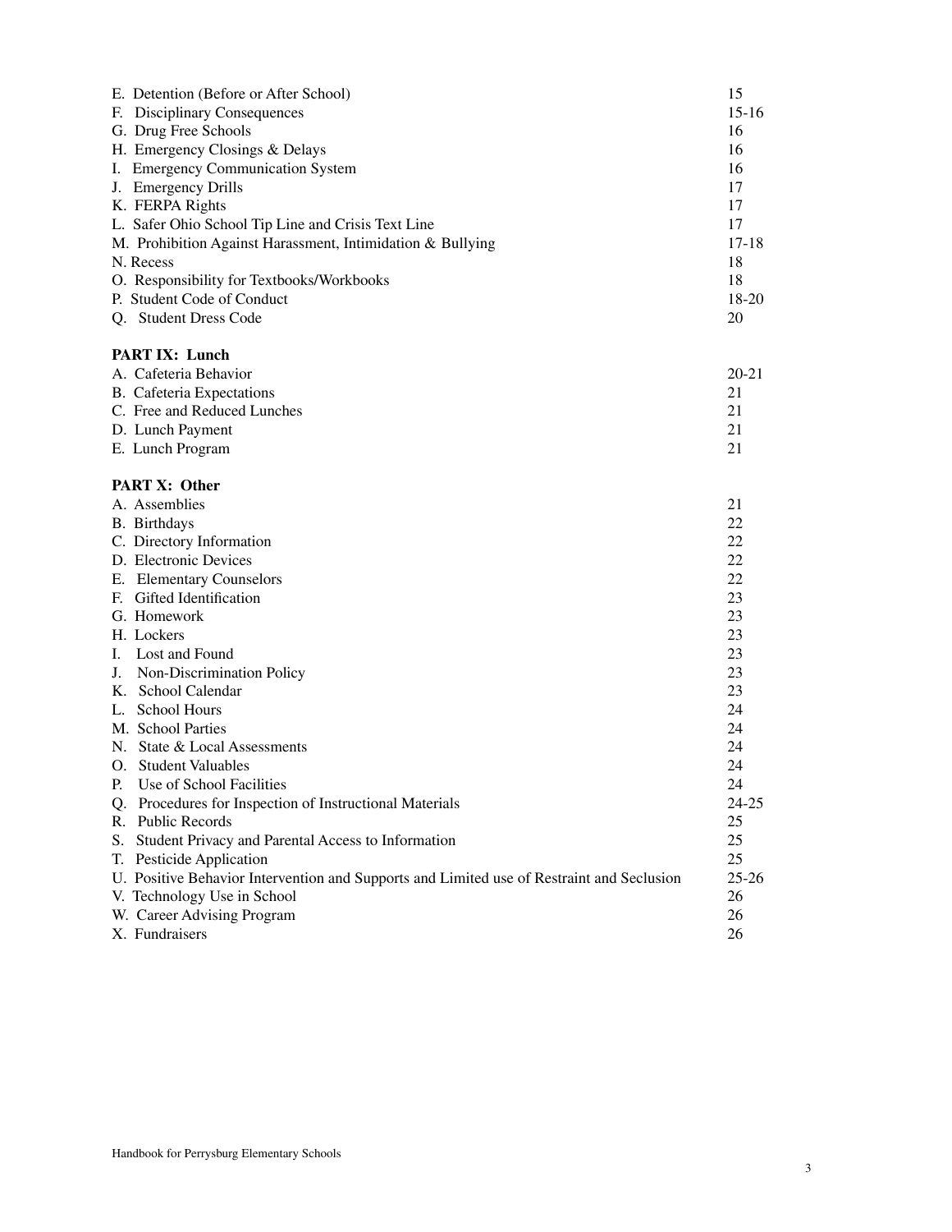| | |
|---|---|
| E. Detention (Before or After School) | 15 |
| F. Disciplinary Consequences | 15-16 |
| G. Drug Free Schools | 16 |
| H. Emergency Closings & Delays | 16 |
| I. Emergency Communication System | 16 |
| J. Emergency Drills | 17 |
| K. FERPA Rights | 17 |
| L. Safer Ohio School Tip Line and Crisis Text Line | 17 |
| M. Prohibition Against Harassment, Intimidation & Bullying | 17-18 |
| N. Recess | 18 |
| O. Responsibility for Textbooks/Workbooks | 18 |
| P. Student Code of Conduct | 18-20 |
| Q. Student Dress Code | 20 |

**PART IX: Lunch**

| | |
|---|---|
| A. Cafeteria Behavior | 20-21 |
| B. Cafeteria Expectations | 21 |
| C. Free and Reduced Lunches | 21 |
| D. Lunch Payment | 21 |
| E. Lunch Program | 21 |

**PART X: Other**

| | |
|---|---|
| A. Assemblies | 21 |
| B. Birthdays | 22 |
| C. Directory Information | 22 |
| D. Electronic Devices | 22 |
| E. Elementary Counselors | 22 |
| F. Gifted Identification | 23 |
| G. Homework | 23 |
| H. Lockers | 23 |
| I. Lost and Found | 23 |
| J. Non-Discrimination Policy | 23 |
| K. School Calendar | 23 |
| L. School Hours | 24 |
| M. School Parties | 24 |
| N. State & Local Assessments | 24 |
| O. Student Valuables | 24 |
| P. Use of School Facilities | 24 |
| Q. Procedures for Inspection of Instructional Materials | 24-25 |
| R. Public Records | 25 |
| S. Student Privacy and Parental Access to Information | 25 |
| T. Pesticide Application | 25 |
| U. Positive Behavior Intervention and Supports and Limited use of Restraint and Seclusion | 25-26 |
| V. Technology Use in School | 26 |
| W. Career Advising Program | 26 |
| X. Fundraisers | 26 |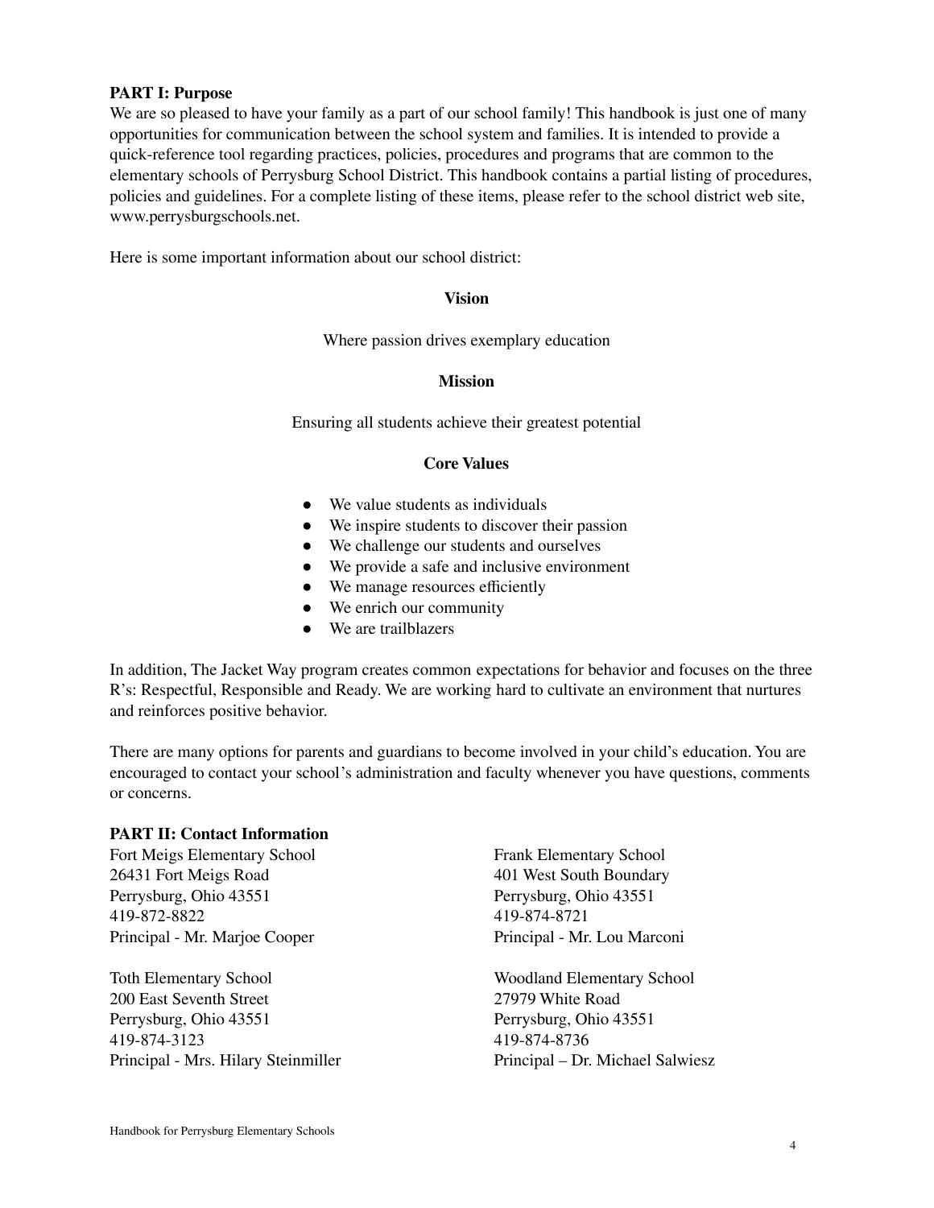## PART I: Purpose

We are so pleased to have your family as a part of our school family! This handbook is just one of many opportunities for communication between the school system and families. It is intended to provide a quick-reference tool regarding practices, policies, procedures and programs that are common to the elementary schools of Perrysburg School District. This handbook contains a partial listing of procedures, policies and guidelines. For a complete listing of these items, please refer to the school district web site, www.perrysburgschools.net.

Here is some important information about our school district:

**Vision**

Where passion drives exemplary education

**Mission**

Ensuring all students achieve their greatest potential

**Core Values**

- We value students as individuals
- We inspire students to discover their passion
- We challenge our students and ourselves
- We provide a safe and inclusive environment
- We manage resources efficiently
- We enrich our community
- We are trailblazers

In addition, The Jacket Way program creates common expectations for behavior and focuses on the three R's: Respectful, Responsible and Ready. We are working hard to cultivate an environment that nurtures and reinforces positive behavior.

There are many options for parents and guardians to become involved in your child's education. You are encouraged to contact your school's administration and faculty whenever you have questions, comments or concerns.

## PART II: Contact Information

Fort Meigs Elementary School
26431 Fort Meigs Road
Perrysburg, Ohio 43551
419-872-8822
Principal - Mr. Marjoe Cooper

Frank Elementary School
401 West South Boundary
Perrysburg, Ohio 43551
419-874-8721
Principal - Mr. Lou Marconi

Toth Elementary School
200 East Seventh Street
Perrysburg, Ohio 43551
419-874-3123
Principal - Mrs. Hilary Steinmiller

Woodland Elementary School
27979 White Road
Perrysburg, Ohio 43551
419-874-8736
Principal – Dr. Michael Salwiesz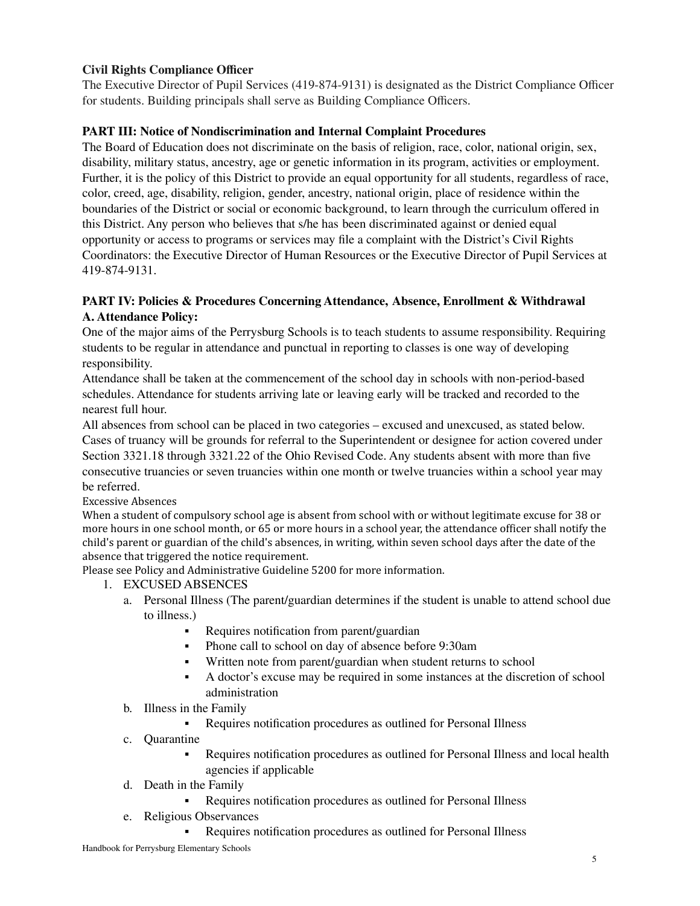**Civil Rights Compliance Officer**

The Executive Director of Pupil Services (419-874-9131) is designated as the District Compliance Officer for students. Building principals shall serve as Building Compliance Officers.

**PART III: Notice of Nondiscrimination and Internal Complaint Procedures**

The Board of Education does not discriminate on the basis of religion, race, color, national origin, sex, disability, military status, ancestry, age or genetic information in its program, activities or employment. Further, it is the policy of this District to provide an equal opportunity for all students, regardless of race, color, creed, age, disability, religion, gender, ancestry, national origin, place of residence within the boundaries of the District or social or economic background, to learn through the curriculum offered in this District. Any person who believes that s/he has been discriminated against or denied equal opportunity or access to programs or services may file a complaint with the District's Civil Rights Coordinators: the Executive Director of Human Resources or the Executive Director of Pupil Services at 419-874-9131.

**PART IV: Policies & Procedures Concerning Attendance, Absence, Enrollment & Withdrawal**

**A. Attendance Policy:**

One of the major aims of the Perrysburg Schools is to teach students to assume responsibility. Requiring students to be regular in attendance and punctual in reporting to classes is one way of developing responsibility.

Attendance shall be taken at the commencement of the school day in schools with non-period-based schedules. Attendance for students arriving late or leaving early will be tracked and recorded to the nearest full hour.

All absences from school can be placed in two categories – excused and unexcused, as stated below. Cases of truancy will be grounds for referral to the Superintendent or designee for action covered under Section 3321.18 through 3321.22 of the Ohio Revised Code. Any students absent with more than five consecutive truancies or seven truancies within one month or twelve truancies within a school year may be referred.

Excessive Absences

When a student of compulsory school age is absent from school with or without legitimate excuse for 38 or more hours in one school month, or 65 or more hours in a school year, the attendance officer shall notify the child's parent or guardian of the child's absences, in writing, within seven school days after the date of the absence that triggered the notice requirement.

Please see Policy and Administrative Guideline 5200 for more information.

1. EXCUSED ABSENCES
   a. Personal Illness (The parent/guardian determines if the student is unable to attend school due to illness.)
      - Requires notification from parent/guardian
      - Phone call to school on day of absence before 9:30am
      - Written note from parent/guardian when student returns to school
      - A doctor's excuse may be required in some instances at the discretion of school administration
   b. Illness in the Family
      - Requires notification procedures as outlined for Personal Illness
   c. Quarantine
      - Requires notification procedures as outlined for Personal Illness and local health agencies if applicable
   d. Death in the Family
      - Requires notification procedures as outlined for Personal Illness
   e. Religious Observances
      - Requires notification procedures as outlined for Personal Illness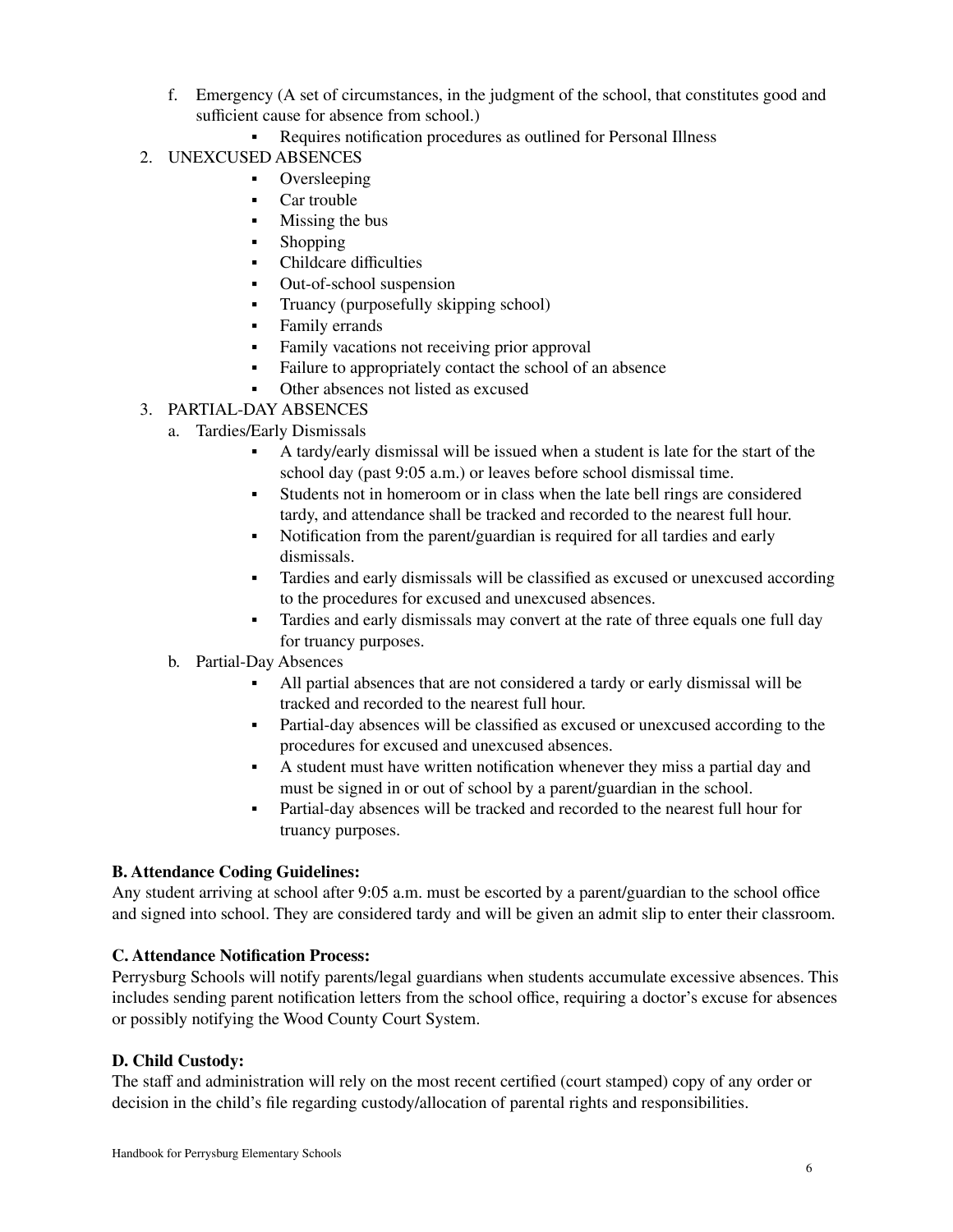f. Emergency (A set of circumstances, in the judgment of the school, that constitutes good and sufficient cause for absence from school.)
    - Requires notification procedures as outlined for Personal Illness

2. UNEXCUSED ABSENCES
    - Oversleeping
    - Car trouble
    - Missing the bus
    - Shopping
    - Childcare difficulties
    - Out-of-school suspension
    - Truancy (purposefully skipping school)
    - Family errands
    - Family vacations not receiving prior approval
    - Failure to appropriately contact the school of an absence
    - Other absences not listed as excused

3. PARTIAL-DAY ABSENCES
    a. Tardies/Early Dismissals
        - A tardy/early dismissal will be issued when a student is late for the start of the school day (past 9:05 a.m.) or leaves before school dismissal time.
        - Students not in homeroom or in class when the late bell rings are considered tardy, and attendance shall be tracked and recorded to the nearest full hour.
        - Notification from the parent/guardian is required for all tardies and early dismissals.
        - Tardies and early dismissals will be classified as excused or unexcused according to the procedures for excused and unexcused absences.
        - Tardies and early dismissals may convert at the rate of three equals one full day for truancy purposes.

    b. Partial-Day Absences
        - All partial absences that are not considered a tardy or early dismissal will be tracked and recorded to the nearest full hour.
        - Partial-day absences will be classified as excused or unexcused according to the procedures for excused and unexcused absences.
        - A student must have written notification whenever they miss a partial day and must be signed in or out of school by a parent/guardian in the school.
        - Partial-day absences will be tracked and recorded to the nearest full hour for truancy purposes.

**B. Attendance Coding Guidelines:**

Any student arriving at school after 9:05 a.m. must be escorted by a parent/guardian to the school office and signed into school. They are considered tardy and will be given an admit slip to enter their classroom.

**C. Attendance Notification Process:**

Perrysburg Schools will notify parents/legal guardians when students accumulate excessive absences. This includes sending parent notification letters from the school office, requiring a doctor's excuse for absences or possibly notifying the Wood County Court System.

**D. Child Custody:**

The staff and administration will rely on the most recent certified (court stamped) copy of any order or decision in the child's file regarding custody/allocation of parental rights and responsibilities.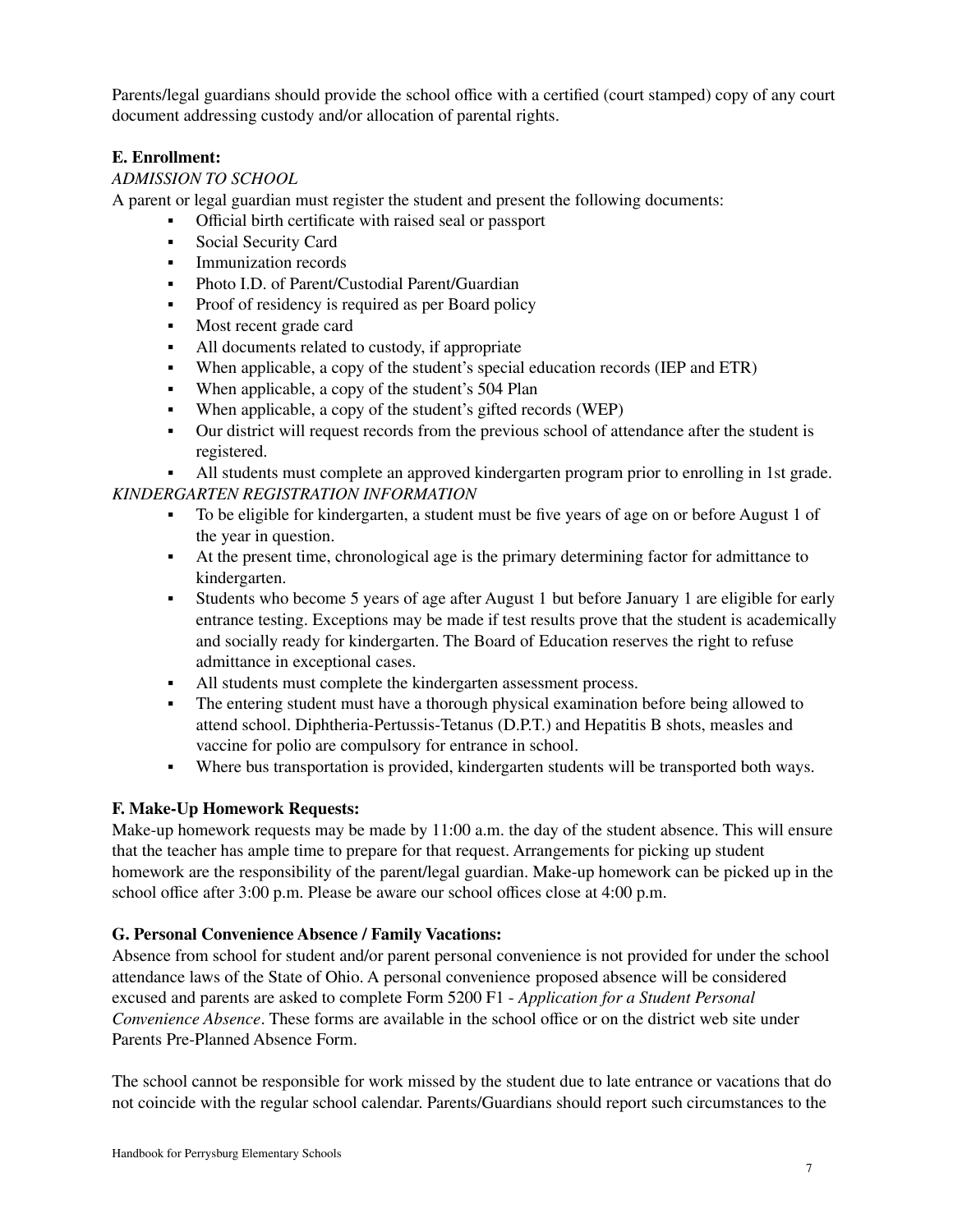Parents/legal guardians should provide the school office with a certified (court stamped) copy of any court document addressing custody and/or allocation of parental rights.

**E. Enrollment:**

*ADMISSION TO SCHOOL*

A parent or legal guardian must register the student and present the following documents:

- Official birth certificate with raised seal or passport
- Social Security Card
- Immunization records
- Photo I.D. of Parent/Custodial Parent/Guardian
- Proof of residency is required as per Board policy
- Most recent grade card
- All documents related to custody, if appropriate
- When applicable, a copy of the student's special education records (IEP and ETR)
- When applicable, a copy of the student's 504 Plan
- When applicable, a copy of the student's gifted records (WEP)
- Our district will request records from the previous school of attendance after the student is registered.
- All students must complete an approved kindergarten program prior to enrolling in 1st grade.

*KINDERGARTEN REGISTRATION INFORMATION*

- To be eligible for kindergarten, a student must be five years of age on or before August 1 of the year in question.
- At the present time, chronological age is the primary determining factor for admittance to kindergarten.
- Students who become 5 years of age after August 1 but before January 1 are eligible for early entrance testing. Exceptions may be made if test results prove that the student is academically and socially ready for kindergarten. The Board of Education reserves the right to refuse admittance in exceptional cases.
- All students must complete the kindergarten assessment process.
- The entering student must have a thorough physical examination before being allowed to attend school. Diphtheria-Pertussis-Tetanus (D.P.T.) and Hepatitis B shots, measles and vaccine for polio are compulsory for entrance in school.
- Where bus transportation is provided, kindergarten students will be transported both ways.

**F. Make-Up Homework Requests:**

Make-up homework requests may be made by 11:00 a.m. the day of the student absence. This will ensure that the teacher has ample time to prepare for that request. Arrangements for picking up student homework are the responsibility of the parent/legal guardian. Make-up homework can be picked up in the school office after 3:00 p.m. Please be aware our school offices close at 4:00 p.m.

**G. Personal Convenience Absence / Family Vacations:**

Absence from school for student and/or parent personal convenience is not provided for under the school attendance laws of the State of Ohio. A personal convenience proposed absence will be considered excused and parents are asked to complete Form 5200 F1 - *Application for a Student Personal Convenience Absence*. These forms are available in the school office or on the district web site under Parents Pre-Planned Absence Form.

The school cannot be responsible for work missed by the student due to late entrance or vacations that do not coincide with the regular school calendar. Parents/Guardians should report such circumstances to the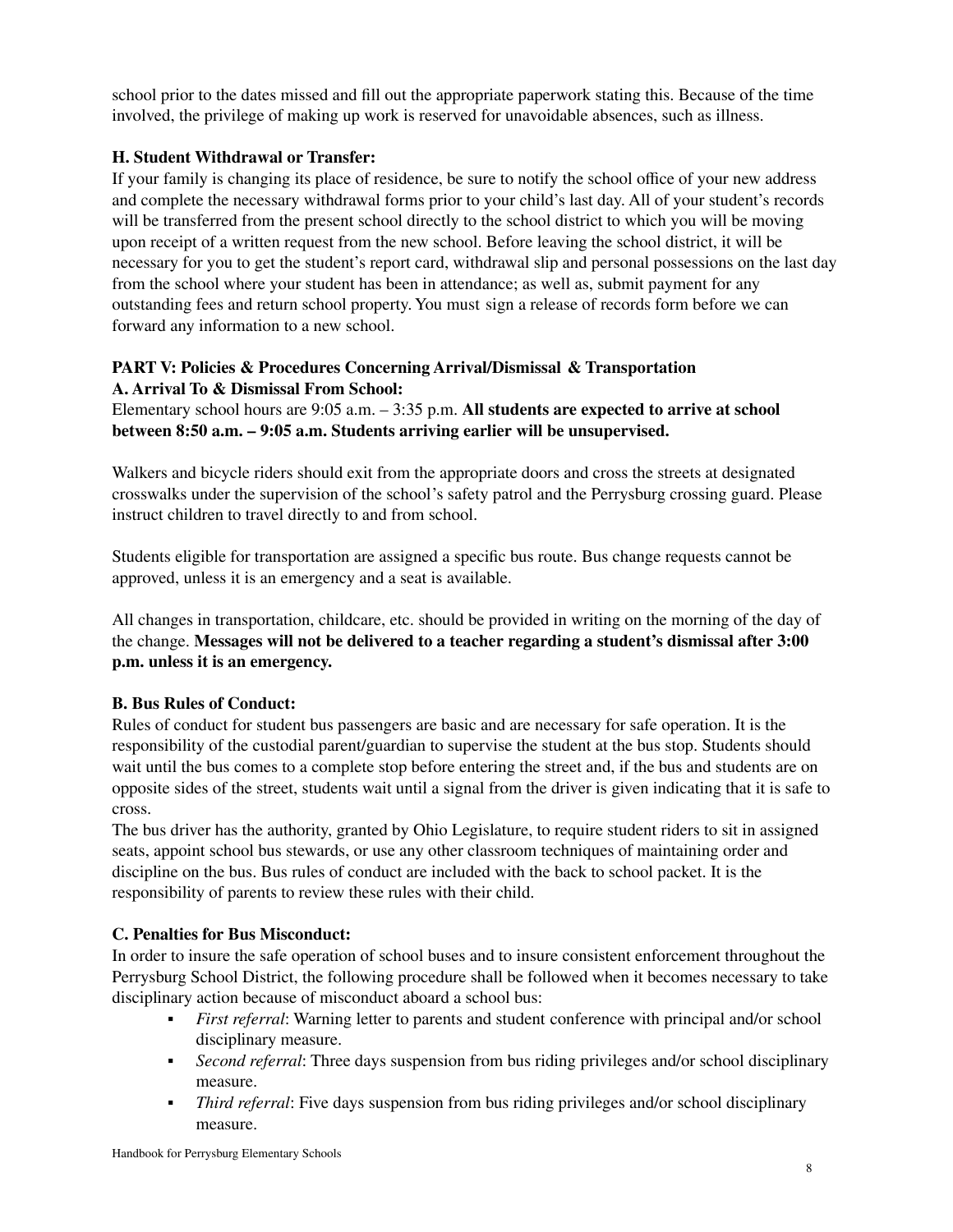school prior to the dates missed and fill out the appropriate paperwork stating this. Because of the time involved, the privilege of making up work is reserved for unavoidable absences, such as illness.

### H. Student Withdrawal or Transfer:

If your family is changing its place of residence, be sure to notify the school office of your new address and complete the necessary withdrawal forms prior to your child's last day. All of your student's records will be transferred from the present school directly to the school district to which you will be moving upon receipt of a written request from the new school. Before leaving the school district, it will be necessary for you to get the student's report card, withdrawal slip and personal possessions on the last day from the school where your student has been in attendance; as well as, submit payment for any outstanding fees and return school property. You must sign a release of records form before we can forward any information to a new school.

## PART V: Policies & Procedures Concerning Arrival/Dismissal & Transportation

### A. Arrival To & Dismissal From School:

Elementary school hours are 9:05 a.m. – 3:35 p.m. **All students are expected to arrive at school between 8:50 a.m. – 9:05 a.m. Students arriving earlier will be unsupervised.**

Walkers and bicycle riders should exit from the appropriate doors and cross the streets at designated crosswalks under the supervision of the school's safety patrol and the Perrysburg crossing guard. Please instruct children to travel directly to and from school.

Students eligible for transportation are assigned a specific bus route. Bus change requests cannot be approved, unless it is an emergency and a seat is available.

All changes in transportation, childcare, etc. should be provided in writing on the morning of the day of the change. **Messages will not be delivered to a teacher regarding a student's dismissal after 3:00 p.m. unless it is an emergency.**

### B. Bus Rules of Conduct:

Rules of conduct for student bus passengers are basic and are necessary for safe operation. It is the responsibility of the custodial parent/guardian to supervise the student at the bus stop. Students should wait until the bus comes to a complete stop before entering the street and, if the bus and students are on opposite sides of the street, students wait until a signal from the driver is given indicating that it is safe to cross.

The bus driver has the authority, granted by Ohio Legislature, to require student riders to sit in assigned seats, appoint school bus stewards, or use any other classroom techniques of maintaining order and discipline on the bus. Bus rules of conduct are included with the back to school packet. It is the responsibility of parents to review these rules with their child.

### C. Penalties for Bus Misconduct:

In order to insure the safe operation of school buses and to insure consistent enforcement throughout the Perrysburg School District, the following procedure shall be followed when it becomes necessary to take disciplinary action because of misconduct aboard a school bus:

- *First referral*: Warning letter to parents and student conference with principal and/or school disciplinary measure.
- *Second referral*: Three days suspension from bus riding privileges and/or school disciplinary measure.
- *Third referral*: Five days suspension from bus riding privileges and/or school disciplinary measure.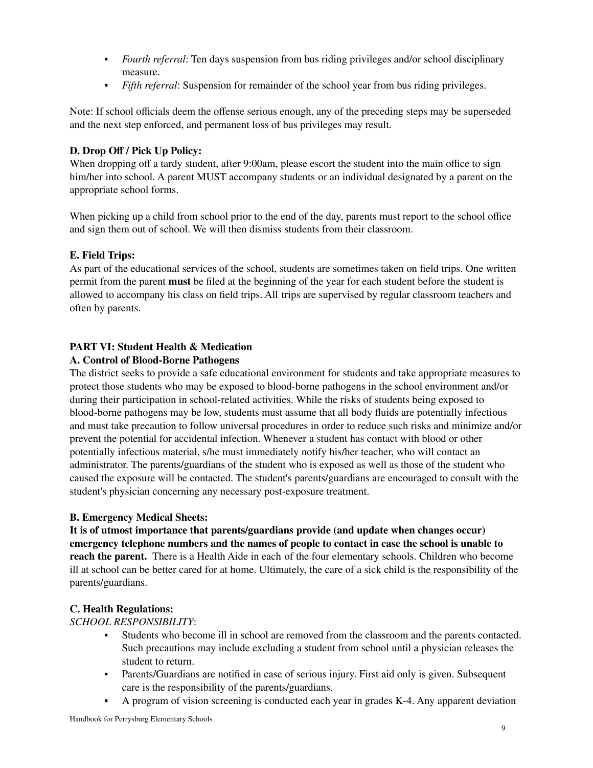- *Fourth referral*: Ten days suspension from bus riding privileges and/or school disciplinary measure.
- *Fifth referral*: Suspension for remainder of the school year from bus riding privileges.

Note: If school officials deem the offense serious enough, any of the preceding steps may be superseded and the next step enforced, and permanent loss of bus privileges may result.

**D. Drop Off / Pick Up Policy:**

When dropping off a tardy student, after 9:00am, please escort the student into the main office to sign him/her into school. A parent MUST accompany students or an individual designated by a parent on the appropriate school forms.

When picking up a child from school prior to the end of the day, parents must report to the school office and sign them out of school. We will then dismiss students from their classroom.

**E. Field Trips:**

As part of the educational services of the school, students are sometimes taken on field trips. One written permit from the parent **must** be filed at the beginning of the year for each student before the student is allowed to accompany his class on field trips. All trips are supervised by regular classroom teachers and often by parents.

## PART VI: Student Health & Medication

### A. Control of Blood-Borne Pathogens

The district seeks to provide a safe educational environment for students and take appropriate measures to protect those students who may be exposed to blood-borne pathogens in the school environment and/or during their participation in school-related activities. While the risks of students being exposed to blood-borne pathogens may be low, students must assume that all body fluids are potentially infectious and must take precaution to follow universal procedures in order to reduce such risks and minimize and/or prevent the potential for accidental infection. Whenever a student has contact with blood or other potentially infectious material, s/he must immediately notify his/her teacher, who will contact an administrator. The parents/guardians of the student who is exposed as well as those of the student who caused the exposure will be contacted. The student's parents/guardians are encouraged to consult with the student's physician concerning any necessary post-exposure treatment.

**B. Emergency Medical Sheets:**

**It is of utmost importance that parents/guardians provide (and update when changes occur) emergency telephone numbers and the names of people to contact in case the school is unable to reach the parent.** There is a Health Aide in each of the four elementary schools. Children who become ill at school can be better cared for at home. Ultimately, the care of a sick child is the responsibility of the parents/guardians.

**C. Health Regulations:**

*SCHOOL RESPONSIBILITY*:

- Students who become ill in school are removed from the classroom and the parents contacted. Such precautions may include excluding a student from school until a physician releases the student to return.
- Parents/Guardians are notified in case of serious injury. First aid only is given. Subsequent care is the responsibility of the parents/guardians.
- A program of vision screening is conducted each year in grades K-4. Any apparent deviation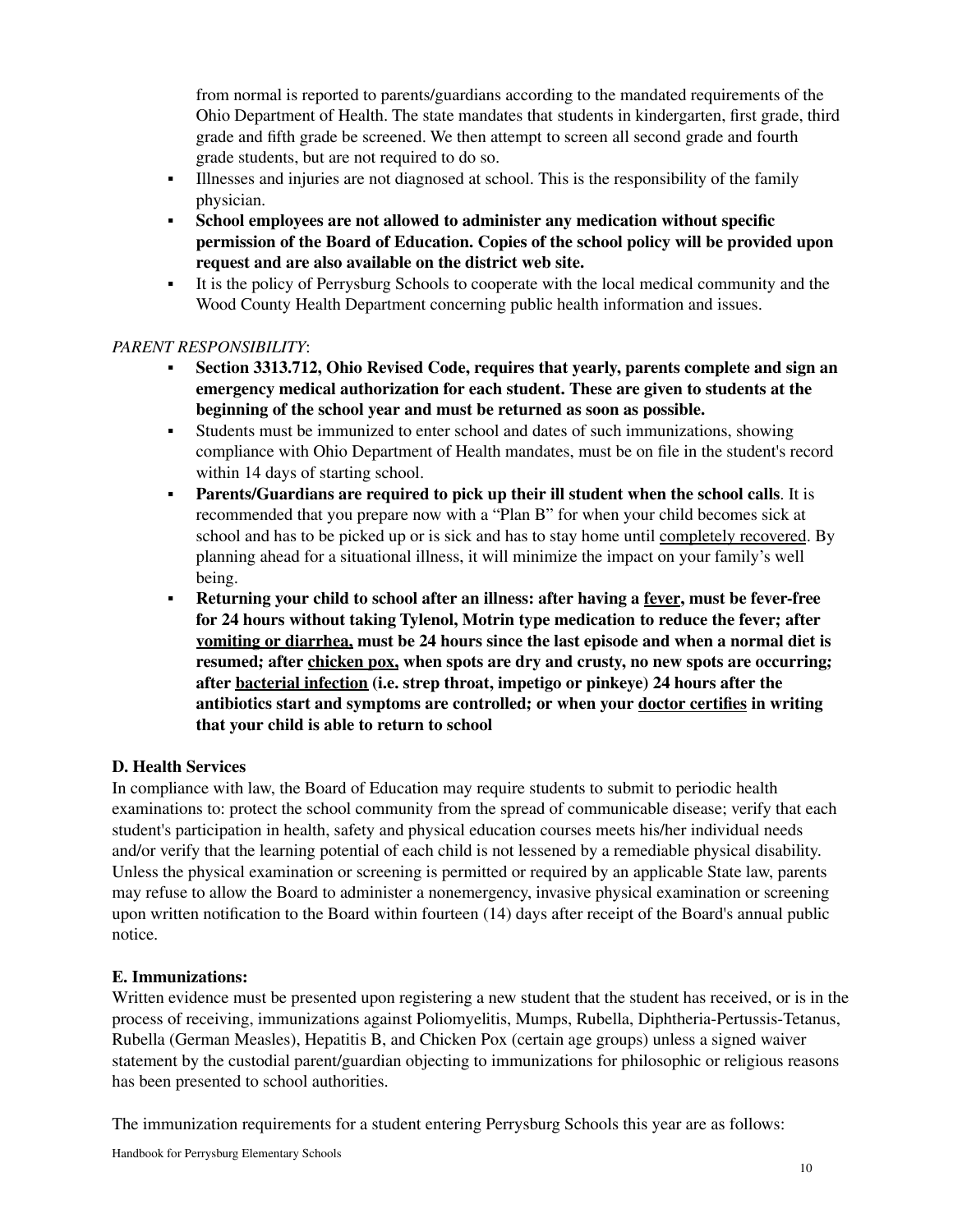from normal is reported to parents/guardians according to the mandated requirements of the Ohio Department of Health. The state mandates that students in kindergarten, first grade, third grade and fifth grade be screened. We then attempt to screen all second grade and fourth grade students, but are not required to do so.

- Illnesses and injuries are not diagnosed at school. This is the responsibility of the family physician.
- **School employees are not allowed to administer any medication without specific permission of the Board of Education. Copies of the school policy will be provided upon request and are also available on the district web site.**
- It is the policy of Perrysburg Schools to cooperate with the local medical community and the Wood County Health Department concerning public health information and issues.

*PARENT RESPONSIBILITY*:

- **Section 3313.712, Ohio Revised Code, requires that yearly, parents complete and sign an emergency medical authorization for each student. These are given to students at the beginning of the school year and must be returned as soon as possible.**
- Students must be immunized to enter school and dates of such immunizations, showing compliance with Ohio Department of Health mandates, must be on file in the student's record within 14 days of starting school.
- **Parents/Guardians are required to pick up their ill student when the school calls**. It is recommended that you prepare now with a "Plan B" for when your child becomes sick at school and has to be picked up or is sick and has to stay home until <u>completely recovered</u>. By planning ahead for a situational illness, it will minimize the impact on your family's well being.
- **Returning your child to school after an illness: after having a <u>fever</u>, must be fever-free for 24 hours without taking Tylenol, Motrin type medication to reduce the fever; after <u>vomiting or diarrhea,</u> must be 24 hours since the last episode and when a normal diet is resumed; after <u>chicken pox,</u> when spots are dry and crusty, no new spots are occurring; after <u>bacterial infection</u> (i.e. strep throat, impetigo or pinkeye) 24 hours after the antibiotics start and symptoms are controlled; or when your <u>doctor certifies</u> in writing that your child is able to return to school**

**D. Health Services**

In compliance with law, the Board of Education may require students to submit to periodic health examinations to: protect the school community from the spread of communicable disease; verify that each student's participation in health, safety and physical education courses meets his/her individual needs and/or verify that the learning potential of each child is not lessened by a remediable physical disability. Unless the physical examination or screening is permitted or required by an applicable State law, parents may refuse to allow the Board to administer a nonemergency, invasive physical examination or screening upon written notification to the Board within fourteen (14) days after receipt of the Board's annual public notice.

**E. Immunizations:**

Written evidence must be presented upon registering a new student that the student has received, or is in the process of receiving, immunizations against Poliomyelitis, Mumps, Rubella, Diphtheria-Pertussis-Tetanus, Rubella (German Measles), Hepatitis B, and Chicken Pox (certain age groups) unless a signed waiver statement by the custodial parent/guardian objecting to immunizations for philosophic or religious reasons has been presented to school authorities.

The immunization requirements for a student entering Perrysburg Schools this year are as follows: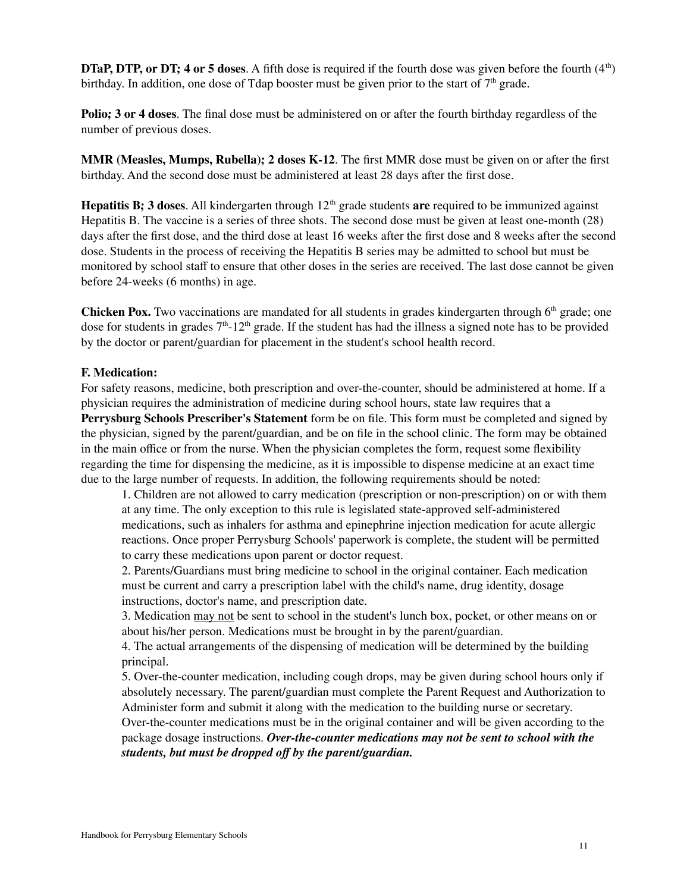**DTaP, DTP, or DT; 4 or 5 doses**. A fifth dose is required if the fourth dose was given before the fourth (4th) birthday. In addition, one dose of Tdap booster must be given prior to the start of 7th grade.

**Polio; 3 or 4 doses**. The final dose must be administered on or after the fourth birthday regardless of the number of previous doses.

**MMR (Measles, Mumps, Rubella); 2 doses K-12**. The first MMR dose must be given on or after the first birthday. And the second dose must be administered at least 28 days after the first dose.

**Hepatitis B; 3 doses**. All kindergarten through 12th grade students **are** required to be immunized against Hepatitis B. The vaccine is a series of three shots. The second dose must be given at least one-month (28) days after the first dose, and the third dose at least 16 weeks after the first dose and 8 weeks after the second dose. Students in the process of receiving the Hepatitis B series may be admitted to school but must be monitored by school staff to ensure that other doses in the series are received. The last dose cannot be given before 24-weeks (6 months) in age.

**Chicken Pox.** Two vaccinations are mandated for all students in grades kindergarten through 6th grade; one dose for students in grades 7th-12th grade. If the student has had the illness a signed note has to be provided by the doctor or parent/guardian for placement in the student's school health record.

**F. Medication:**

For safety reasons, medicine, both prescription and over-the-counter, should be administered at home. If a physician requires the administration of medicine during school hours, state law requires that a **Perrysburg Schools Prescriber's Statement** form be on file. This form must be completed and signed by the physician, signed by the parent/guardian, and be on file in the school clinic. The form may be obtained in the main office or from the nurse. When the physician completes the form, request some flexibility regarding the time for dispensing the medicine, as it is impossible to dispense medicine at an exact time due to the large number of requests. In addition, the following requirements should be noted:

1. Children are not allowed to carry medication (prescription or non-prescription) on or with them at any time. The only exception to this rule is legislated state-approved self-administered medications, such as inhalers for asthma and epinephrine injection medication for acute allergic reactions. Once proper Perrysburg Schools' paperwork is complete, the student will be permitted to carry these medications upon parent or doctor request.
2. Parents/Guardians must bring medicine to school in the original container. Each medication must be current and carry a prescription label with the child's name, drug identity, dosage instructions, doctor's name, and prescription date.
3. Medication may not be sent to school in the student's lunch box, pocket, or other means on or about his/her person. Medications must be brought in by the parent/guardian.
4. The actual arrangements of the dispensing of medication will be determined by the building principal.
5. Over-the-counter medication, including cough drops, may be given during school hours only if absolutely necessary. The parent/guardian must complete the Parent Request and Authorization to Administer form and submit it along with the medication to the building nurse or secretary. Over-the-counter medications must be in the original container and will be given according to the package dosage instructions. ***Over-the-counter medications may not be sent to school with the students, but must be dropped off by the parent/guardian.***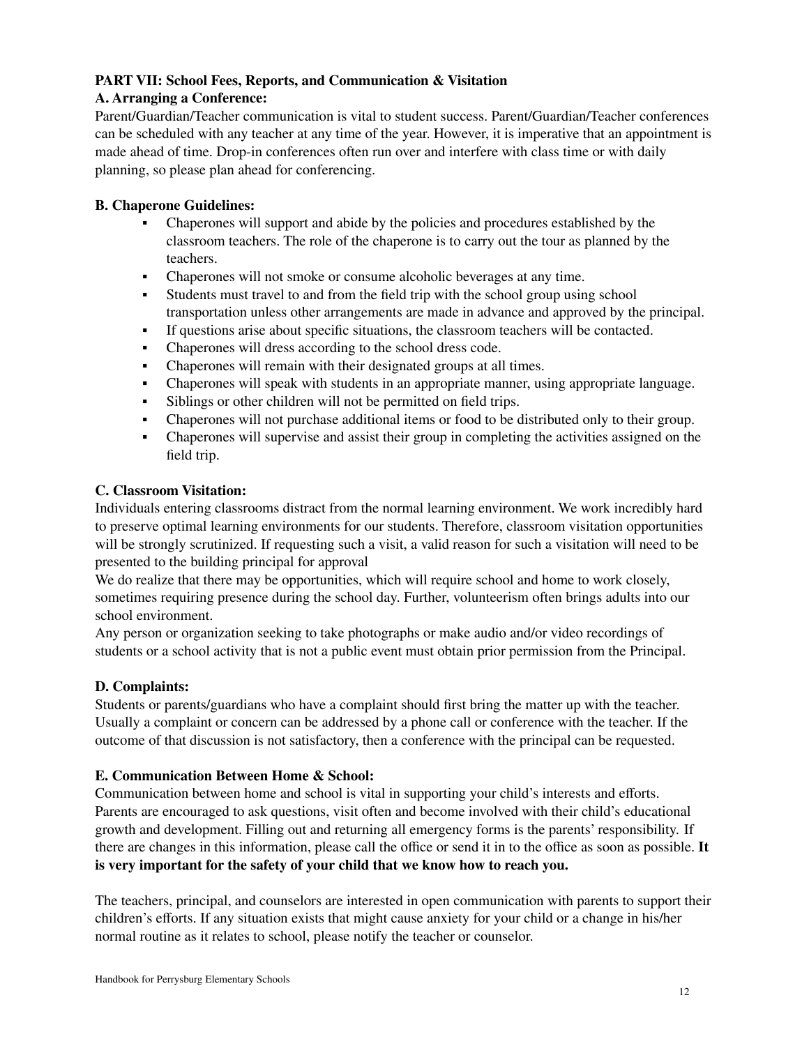**PART VII: School Fees, Reports, and Communication & Visitation**

**A. Arranging a Conference:**

Parent/Guardian/Teacher communication is vital to student success. Parent/Guardian/Teacher conferences can be scheduled with any teacher at any time of the year. However, it is imperative that an appointment is made ahead of time. Drop-in conferences often run over and interfere with class time or with daily planning, so please plan ahead for conferencing.

**B. Chaperone Guidelines:**

- Chaperones will support and abide by the policies and procedures established by the classroom teachers. The role of the chaperone is to carry out the tour as planned by the teachers.
- Chaperones will not smoke or consume alcoholic beverages at any time.
- Students must travel to and from the field trip with the school group using school transportation unless other arrangements are made in advance and approved by the principal.
- If questions arise about specific situations, the classroom teachers will be contacted.
- Chaperones will dress according to the school dress code.
- Chaperones will remain with their designated groups at all times.
- Chaperones will speak with students in an appropriate manner, using appropriate language.
- Siblings or other children will not be permitted on field trips.
- Chaperones will not purchase additional items or food to be distributed only to their group.
- Chaperones will supervise and assist their group in completing the activities assigned on the field trip.

**C. Classroom Visitation:**

Individuals entering classrooms distract from the normal learning environment. We work incredibly hard to preserve optimal learning environments for our students. Therefore, classroom visitation opportunities will be strongly scrutinized. If requesting such a visit, a valid reason for such a visitation will need to be presented to the building principal for approval

We do realize that there may be opportunities, which will require school and home to work closely, sometimes requiring presence during the school day. Further, volunteerism often brings adults into our school environment.

Any person or organization seeking to take photographs or make audio and/or video recordings of students or a school activity that is not a public event must obtain prior permission from the Principal.

**D. Complaints:**

Students or parents/guardians who have a complaint should first bring the matter up with the teacher. Usually a complaint or concern can be addressed by a phone call or conference with the teacher. If the outcome of that discussion is not satisfactory, then a conference with the principal can be requested.

**E. Communication Between Home & School:**

Communication between home and school is vital in supporting your child's interests and efforts. Parents are encouraged to ask questions, visit often and become involved with their child's educational growth and development. Filling out and returning all emergency forms is the parents' responsibility. If there are changes in this information, please call the office or send it in to the office as soon as possible. **It is very important for the safety of your child that we know how to reach you.**

The teachers, principal, and counselors are interested in open communication with parents to support their children's efforts. If any situation exists that might cause anxiety for your child or a change in his/her normal routine as it relates to school, please notify the teacher or counselor.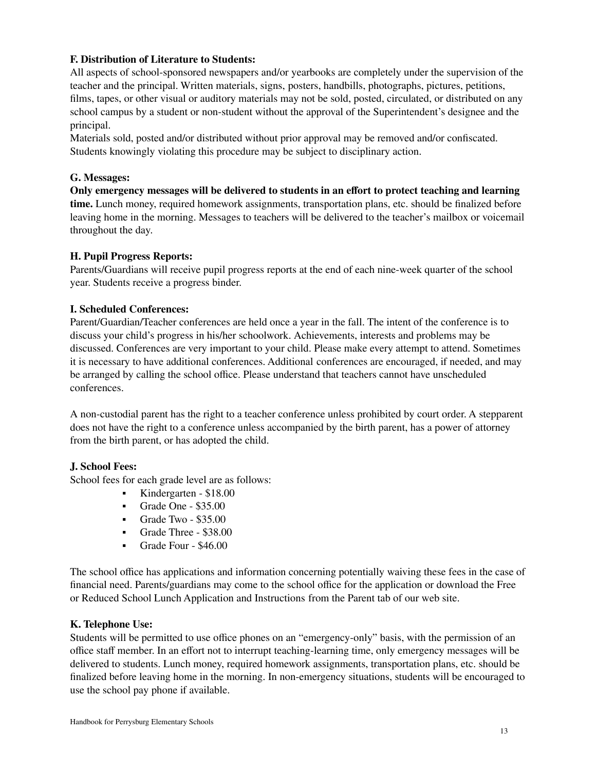**F. Distribution of Literature to Students:**

All aspects of school-sponsored newspapers and/or yearbooks are completely under the supervision of the teacher and the principal. Written materials, signs, posters, handbills, photographs, pictures, petitions, films, tapes, or other visual or auditory materials may not be sold, posted, circulated, or distributed on any school campus by a student or non-student without the approval of the Superintendent's designee and the principal.

Materials sold, posted and/or distributed without prior approval may be removed and/or confiscated. Students knowingly violating this procedure may be subject to disciplinary action.

**G. Messages:**

**Only emergency messages will be delivered to students in an effort to protect teaching and learning time.** Lunch money, required homework assignments, transportation plans, etc. should be finalized before leaving home in the morning. Messages to teachers will be delivered to the teacher's mailbox or voicemail throughout the day.

**H. Pupil Progress Reports:**

Parents/Guardians will receive pupil progress reports at the end of each nine-week quarter of the school year. Students receive a progress binder.

**I. Scheduled Conferences:**

Parent/Guardian/Teacher conferences are held once a year in the fall. The intent of the conference is to discuss your child's progress in his/her schoolwork. Achievements, interests and problems may be discussed. Conferences are very important to your child. Please make every attempt to attend. Sometimes it is necessary to have additional conferences. Additional conferences are encouraged, if needed, and may be arranged by calling the school office. Please understand that teachers cannot have unscheduled conferences.

A non-custodial parent has the right to a teacher conference unless prohibited by court order. A stepparent does not have the right to a conference unless accompanied by the birth parent, has a power of attorney from the birth parent, or has adopted the child.

**J. School Fees:**

School fees for each grade level are as follows:

- Kindergarten - $18.00
- Grade One - $35.00
- Grade Two - $35.00
- Grade Three - $38.00
- Grade Four - $46.00

The school office has applications and information concerning potentially waiving these fees in the case of financial need. Parents/guardians may come to the school office for the application or download the Free or Reduced School Lunch Application and Instructions from the Parent tab of our web site.

**K. Telephone Use:**

Students will be permitted to use office phones on an "emergency-only" basis, with the permission of an office staff member. In an effort not to interrupt teaching-learning time, only emergency messages will be delivered to students. Lunch money, required homework assignments, transportation plans, etc. should be finalized before leaving home in the morning. In non-emergency situations, students will be encouraged to use the school pay phone if available.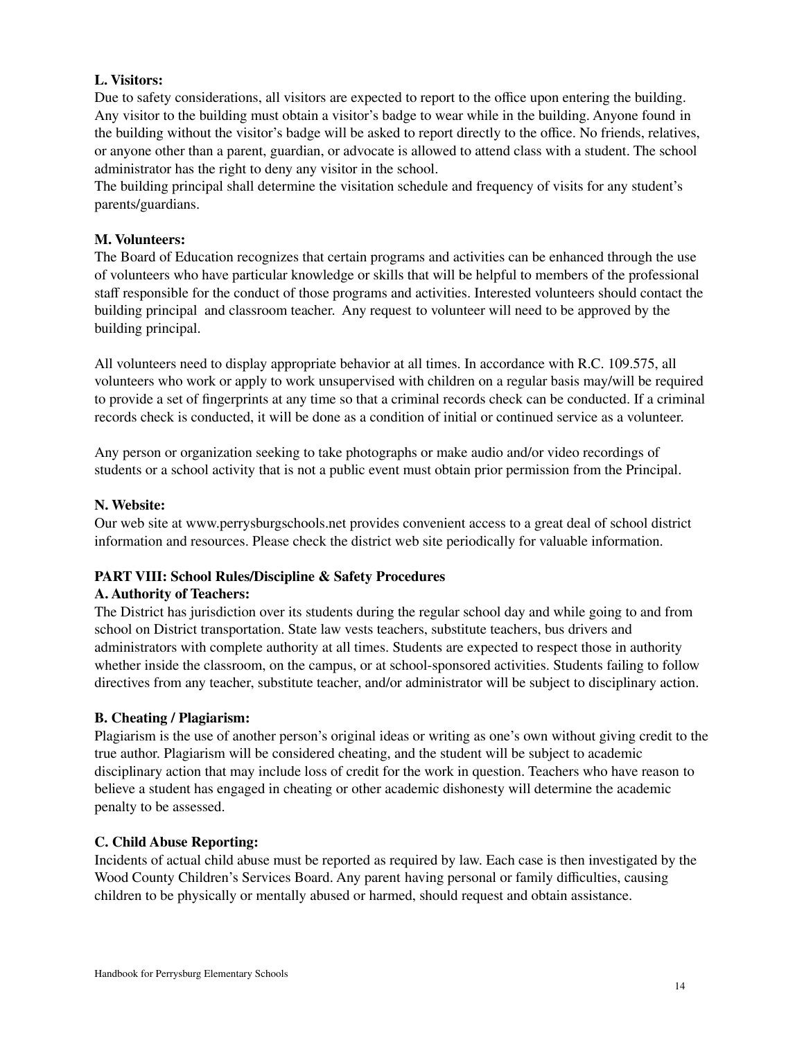**L. Visitors:**
Due to safety considerations, all visitors are expected to report to the office upon entering the building. Any visitor to the building must obtain a visitor's badge to wear while in the building. Anyone found in the building without the visitor's badge will be asked to report directly to the office. No friends, relatives, or anyone other than a parent, guardian, or advocate is allowed to attend class with a student. The school administrator has the right to deny any visitor in the school.
The building principal shall determine the visitation schedule and frequency of visits for any student's parents/guardians.

**M. Volunteers:**
The Board of Education recognizes that certain programs and activities can be enhanced through the use of volunteers who have particular knowledge or skills that will be helpful to members of the professional staff responsible for the conduct of those programs and activities. Interested volunteers should contact the building principal and classroom teacher. Any request to volunteer will need to be approved by the building principal.

All volunteers need to display appropriate behavior at all times. In accordance with R.C. 109.575, all volunteers who work or apply to work unsupervised with children on a regular basis may/will be required to provide a set of fingerprints at any time so that a criminal records check can be conducted. If a criminal records check is conducted, it will be done as a condition of initial or continued service as a volunteer.

Any person or organization seeking to take photographs or make audio and/or video recordings of students or a school activity that is not a public event must obtain prior permission from the Principal.

**N. Website:**
Our web site at www.perrysburgschools.net provides convenient access to a great deal of school district information and resources. Please check the district web site periodically for valuable information.

## PART VIII: School Rules/Discipline & Safety Procedures

**A. Authority of Teachers:**
The District has jurisdiction over its students during the regular school day and while going to and from school on District transportation. State law vests teachers, substitute teachers, bus drivers and administrators with complete authority at all times. Students are expected to respect those in authority whether inside the classroom, on the campus, or at school-sponsored activities. Students failing to follow directives from any teacher, substitute teacher, and/or administrator will be subject to disciplinary action.

**B. Cheating / Plagiarism:**
Plagiarism is the use of another person's original ideas or writing as one's own without giving credit to the true author. Plagiarism will be considered cheating, and the student will be subject to academic disciplinary action that may include loss of credit for the work in question. Teachers who have reason to believe a student has engaged in cheating or other academic dishonesty will determine the academic penalty to be assessed.

**C. Child Abuse Reporting:**
Incidents of actual child abuse must be reported as required by law. Each case is then investigated by the Wood County Children's Services Board. Any parent having personal or family difficulties, causing children to be physically or mentally abused or harmed, should request and obtain assistance.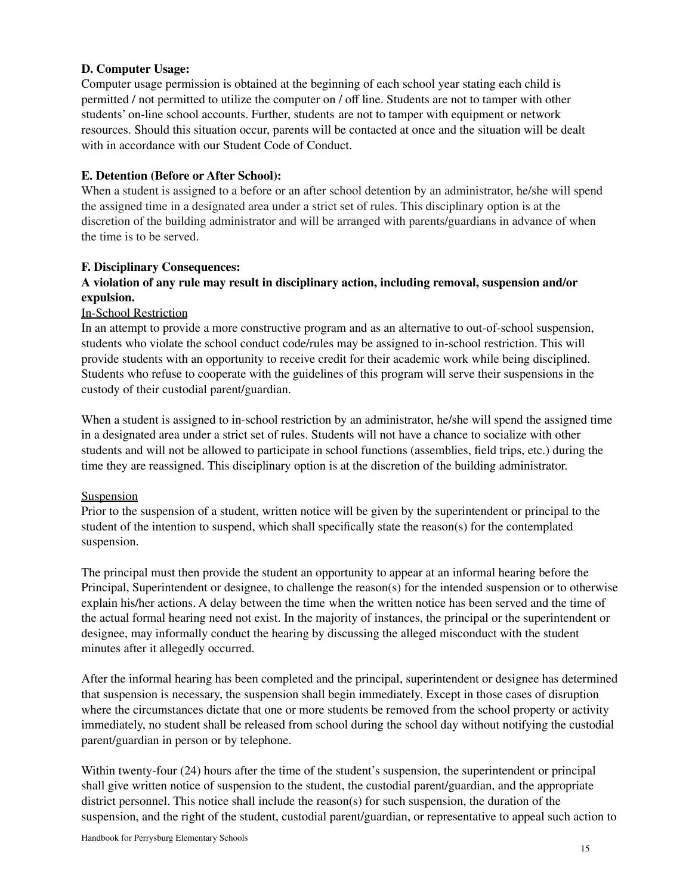**D. Computer Usage:**
Computer usage permission is obtained at the beginning of each school year stating each child is permitted / not permitted to utilize the computer on / off line. Students are not to tamper with other students' on-line school accounts. Further, students are not to tamper with equipment or network resources. Should this situation occur, parents will be contacted at once and the situation will be dealt with in accordance with our Student Code of Conduct.

**E. Detention (Before or After School):**
When a student is assigned to a before or an after school detention by an administrator, he/she will spend the assigned time in a designated area under a strict set of rules. This disciplinary option is at the discretion of the building administrator and will be arranged with parents/guardians in advance of when the time is to be served.

**F. Disciplinary Consequences:**
**A violation of any rule may result in disciplinary action, including removal, suspension and/or expulsion.**

<u>In-School Restriction</u>
In an attempt to provide a more constructive program and as an alternative to out-of-school suspension, students who violate the school conduct code/rules may be assigned to in-school restriction. This will provide students with an opportunity to receive credit for their academic work while being disciplined. Students who refuse to cooperate with the guidelines of this program will serve their suspensions in the custody of their custodial parent/guardian.

When a student is assigned to in-school restriction by an administrator, he/she will spend the assigned time in a designated area under a strict set of rules. Students will not have a chance to socialize with other students and will not be allowed to participate in school functions (assemblies, field trips, etc.) during the time they are reassigned. This disciplinary option is at the discretion of the building administrator.

<u>Suspension</u>
Prior to the suspension of a student, written notice will be given by the superintendent or principal to the student of the intention to suspend, which shall specifically state the reason(s) for the contemplated suspension.

The principal must then provide the student an opportunity to appear at an informal hearing before the Principal, Superintendent or designee, to challenge the reason(s) for the intended suspension or to otherwise explain his/her actions. A delay between the time when the written notice has been served and the time of the actual formal hearing need not exist. In the majority of instances, the principal or the superintendent or designee, may informally conduct the hearing by discussing the alleged misconduct with the student minutes after it allegedly occurred.

After the informal hearing has been completed and the principal, superintendent or designee has determined that suspension is necessary, the suspension shall begin immediately. Except in those cases of disruption where the circumstances dictate that one or more students be removed from the school property or activity immediately, no student shall be released from school during the school day without notifying the custodial parent/guardian in person or by telephone.

Within twenty-four (24) hours after the time of the student's suspension, the superintendent or principal shall give written notice of suspension to the student, the custodial parent/guardian, and the appropriate district personnel. This notice shall include the reason(s) for such suspension, the duration of the suspension, and the right of the student, custodial parent/guardian, or representative to appeal such action to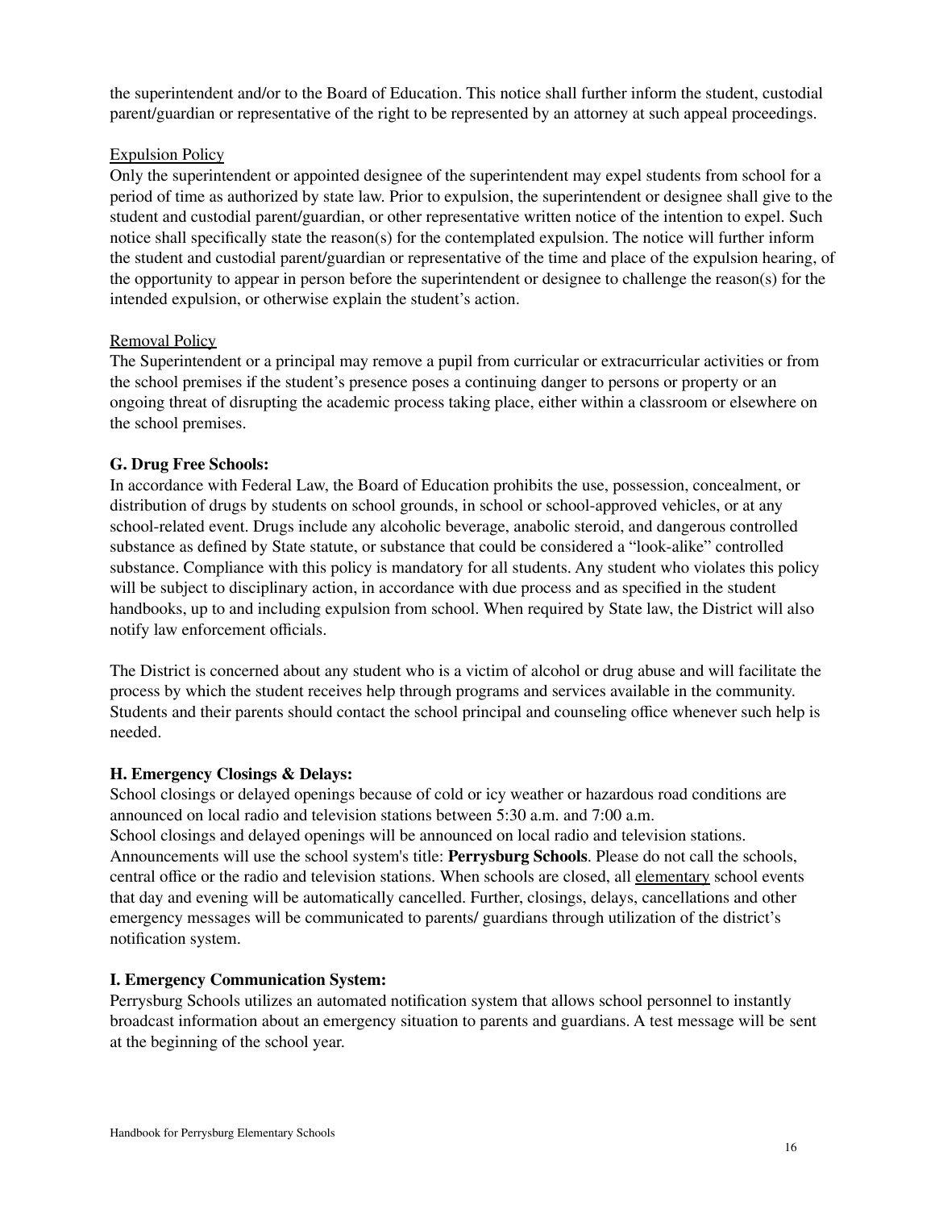the superintendent and/or to the Board of Education. This notice shall further inform the student, custodial parent/guardian or representative of the right to be represented by an attorney at such appeal proceedings.

Expulsion Policy

Only the superintendent or appointed designee of the superintendent may expel students from school for a period of time as authorized by state law. Prior to expulsion, the superintendent or designee shall give to the student and custodial parent/guardian, or other representative written notice of the intention to expel. Such notice shall specifically state the reason(s) for the contemplated expulsion. The notice will further inform the student and custodial parent/guardian or representative of the time and place of the expulsion hearing, of the opportunity to appear in person before the superintendent or designee to challenge the reason(s) for the intended expulsion, or otherwise explain the student's action.

Removal Policy

The Superintendent or a principal may remove a pupil from curricular or extracurricular activities or from the school premises if the student's presence poses a continuing danger to persons or property or an ongoing threat of disrupting the academic process taking place, either within a classroom or elsewhere on the school premises.

**G. Drug Free Schools:**

In accordance with Federal Law, the Board of Education prohibits the use, possession, concealment, or distribution of drugs by students on school grounds, in school or school-approved vehicles, or at any school-related event. Drugs include any alcoholic beverage, anabolic steroid, and dangerous controlled substance as defined by State statute, or substance that could be considered a "look-alike" controlled substance. Compliance with this policy is mandatory for all students. Any student who violates this policy will be subject to disciplinary action, in accordance with due process and as specified in the student handbooks, up to and including expulsion from school. When required by State law, the District will also notify law enforcement officials.

The District is concerned about any student who is a victim of alcohol or drug abuse and will facilitate the process by which the student receives help through programs and services available in the community. Students and their parents should contact the school principal and counseling office whenever such help is needed.

**H. Emergency Closings & Delays:**

School closings or delayed openings because of cold or icy weather or hazardous road conditions are announced on local radio and television stations between 5:30 a.m. and 7:00 a.m.
School closings and delayed openings will be announced on local radio and television stations. Announcements will use the school system's title: **Perrysburg Schools**. Please do not call the schools, central office or the radio and television stations. When schools are closed, all elementary school events that day and evening will be automatically cancelled. Further, closings, delays, cancellations and other emergency messages will be communicated to parents/ guardians through utilization of the district's notification system.

**I. Emergency Communication System:**

Perrysburg Schools utilizes an automated notification system that allows school personnel to instantly broadcast information about an emergency situation to parents and guardians. A test message will be sent at the beginning of the school year.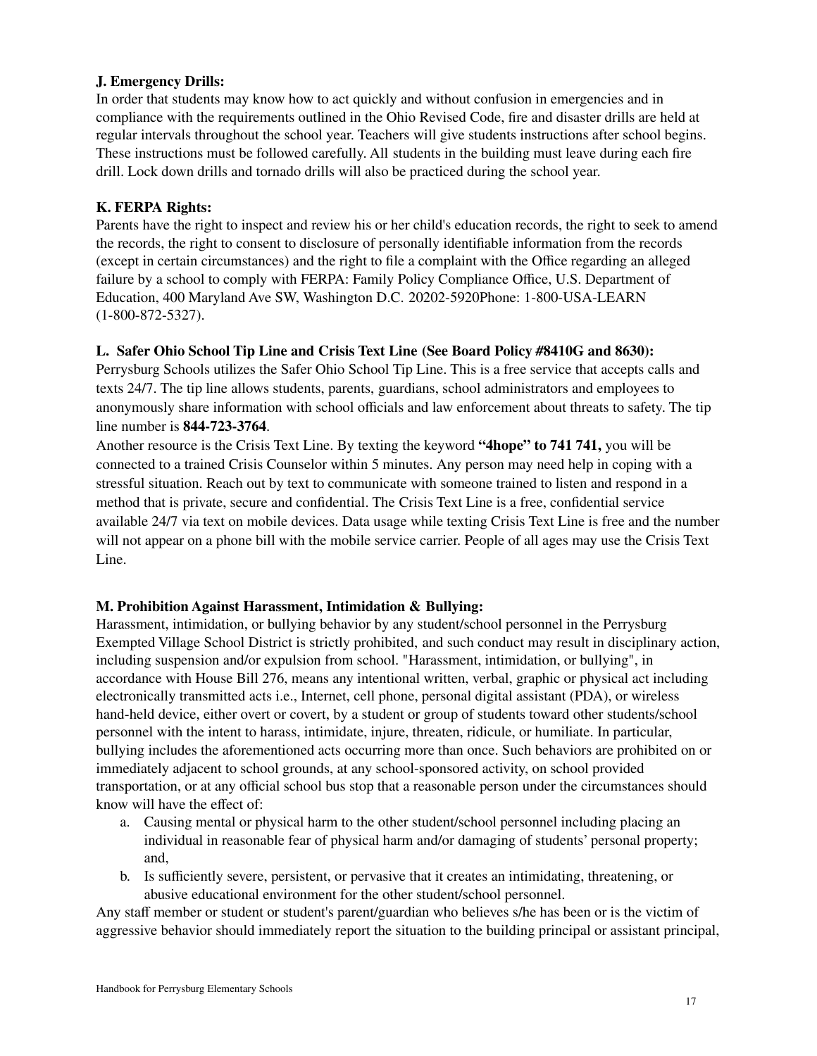**J. Emergency Drills:**

In order that students may know how to act quickly and without confusion in emergencies and in compliance with the requirements outlined in the Ohio Revised Code, fire and disaster drills are held at regular intervals throughout the school year. Teachers will give students instructions after school begins. These instructions must be followed carefully. All students in the building must leave during each fire drill. Lock down drills and tornado drills will also be practiced during the school year.

**K. FERPA Rights:**

Parents have the right to inspect and review his or her child's education records, the right to seek to amend the records, the right to consent to disclosure of personally identifiable information from the records (except in certain circumstances) and the right to file a complaint with the Office regarding an alleged failure by a school to comply with FERPA: Family Policy Compliance Office, U.S. Department of Education, 400 Maryland Ave SW, Washington D.C. 20202-5920Phone: 1-800-USA-LEARN (1-800-872-5327).

**L. Safer Ohio School Tip Line and Crisis Text Line (See Board Policy #8410G and 8630):**

Perrysburg Schools utilizes the Safer Ohio School Tip Line. This is a free service that accepts calls and texts 24/7. The tip line allows students, parents, guardians, school administrators and employees to anonymously share information with school officials and law enforcement about threats to safety. The tip line number is **844-723-3764**.

Another resource is the Crisis Text Line. By texting the keyword **"4hope" to 741 741,** you will be connected to a trained Crisis Counselor within 5 minutes. Any person may need help in coping with a stressful situation. Reach out by text to communicate with someone trained to listen and respond in a method that is private, secure and confidential. The Crisis Text Line is a free, confidential service available 24/7 via text on mobile devices. Data usage while texting Crisis Text Line is free and the number will not appear on a phone bill with the mobile service carrier. People of all ages may use the Crisis Text Line.

**M. Prohibition Against Harassment, Intimidation & Bullying:**

Harassment, intimidation, or bullying behavior by any student/school personnel in the Perrysburg Exempted Village School District is strictly prohibited, and such conduct may result in disciplinary action, including suspension and/or expulsion from school. "Harassment, intimidation, or bullying", in accordance with House Bill 276, means any intentional written, verbal, graphic or physical act including electronically transmitted acts i.e., Internet, cell phone, personal digital assistant (PDA), or wireless hand-held device, either overt or covert, by a student or group of students toward other students/school personnel with the intent to harass, intimidate, injure, threaten, ridicule, or humiliate. In particular, bullying includes the aforementioned acts occurring more than once. Such behaviors are prohibited on or immediately adjacent to school grounds, at any school-sponsored activity, on school provided transportation, or at any official school bus stop that a reasonable person under the circumstances should know will have the effect of:

a. Causing mental or physical harm to the other student/school personnel including placing an individual in reasonable fear of physical harm and/or damaging of students' personal property; and,
b. Is sufficiently severe, persistent, or pervasive that it creates an intimidating, threatening, or abusive educational environment for the other student/school personnel.

Any staff member or student or student's parent/guardian who believes s/he has been or is the victim of aggressive behavior should immediately report the situation to the building principal or assistant principal,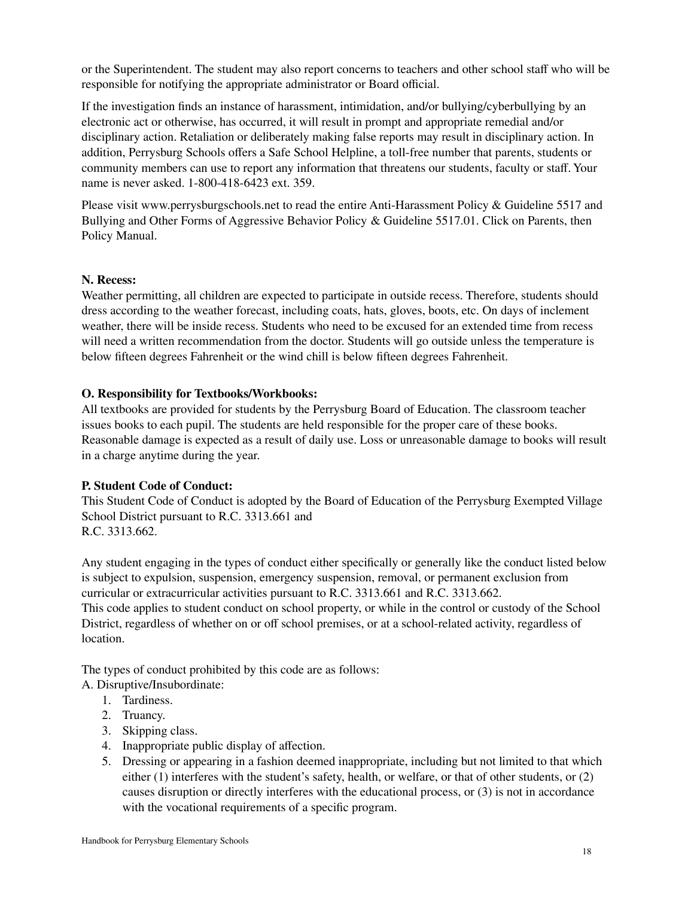or the Superintendent. The student may also report concerns to teachers and other school staff who will be responsible for notifying the appropriate administrator or Board official.

If the investigation finds an instance of harassment, intimidation, and/or bullying/cyberbullying by an electronic act or otherwise, has occurred, it will result in prompt and appropriate remedial and/or disciplinary action. Retaliation or deliberately making false reports may result in disciplinary action. In addition, Perrysburg Schools offers a Safe School Helpline, a toll-free number that parents, students or community members can use to report any information that threatens our students, faculty or staff. Your name is never asked. 1-800-418-6423 ext. 359.

Please visit www.perrysburgschools.net to read the entire Anti-Harassment Policy & Guideline 5517 and Bullying and Other Forms of Aggressive Behavior Policy & Guideline 5517.01. Click on Parents, then Policy Manual.

**N. Recess:**

Weather permitting, all children are expected to participate in outside recess. Therefore, students should dress according to the weather forecast, including coats, hats, gloves, boots, etc. On days of inclement weather, there will be inside recess. Students who need to be excused for an extended time from recess will need a written recommendation from the doctor. Students will go outside unless the temperature is below fifteen degrees Fahrenheit or the wind chill is below fifteen degrees Fahrenheit.

**O. Responsibility for Textbooks/Workbooks:**

All textbooks are provided for students by the Perrysburg Board of Education. The classroom teacher issues books to each pupil. The students are held responsible for the proper care of these books. Reasonable damage is expected as a result of daily use. Loss or unreasonable damage to books will result in a charge anytime during the year.

**P. Student Code of Conduct:**

This Student Code of Conduct is adopted by the Board of Education of the Perrysburg Exempted Village School District pursuant to R.C. 3313.661 and
R.C. 3313.662.

Any student engaging in the types of conduct either specifically or generally like the conduct listed below is subject to expulsion, suspension, emergency suspension, removal, or permanent exclusion from curricular or extracurricular activities pursuant to R.C. 3313.661 and R.C. 3313.662.
This code applies to student conduct on school property, or while in the control or custody of the School District, regardless of whether on or off school premises, or at a school-related activity, regardless of location.

The types of conduct prohibited by this code are as follows:
A. Disruptive/Insubordinate:

1. Tardiness.
2. Truancy.
3. Skipping class.
4. Inappropriate public display of affection.
5. Dressing or appearing in a fashion deemed inappropriate, including but not limited to that which either (1) interferes with the student's safety, health, or welfare, or that of other students, or (2) causes disruption or directly interferes with the educational process, or (3) is not in accordance with the vocational requirements of a specific program.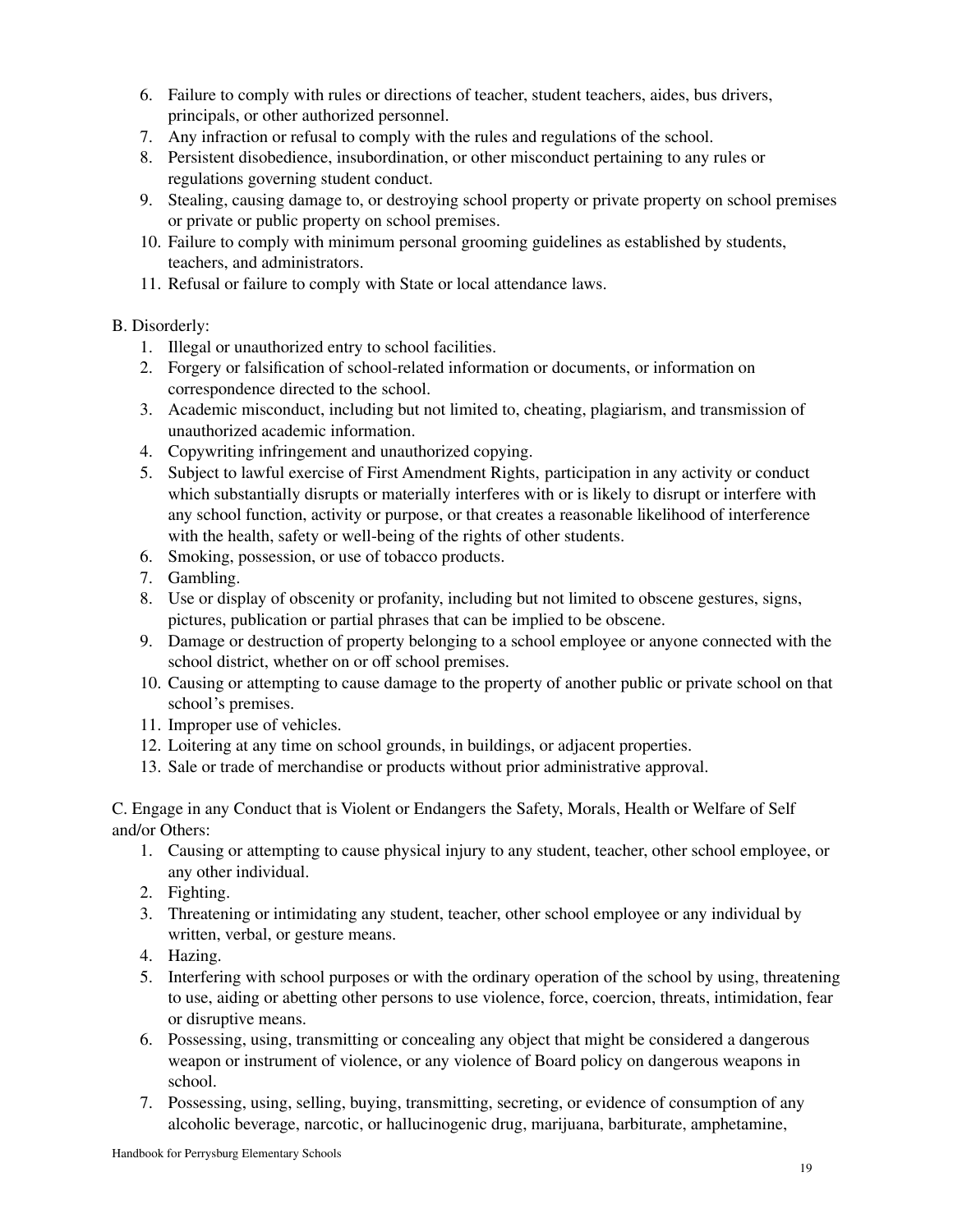6. Failure to comply with rules or directions of teacher, student teachers, aides, bus drivers, principals, or other authorized personnel.
7. Any infraction or refusal to comply with the rules and regulations of the school.
8. Persistent disobedience, insubordination, or other misconduct pertaining to any rules or regulations governing student conduct.
9. Stealing, causing damage to, or destroying school property or private property on school premises or private or public property on school premises.
10. Failure to comply with minimum personal grooming guidelines as established by students, teachers, and administrators.
11. Refusal or failure to comply with State or local attendance laws.

B. Disorderly:

1. Illegal or unauthorized entry to school facilities.
2. Forgery or falsification of school-related information or documents, or information on correspondence directed to the school.
3. Academic misconduct, including but not limited to, cheating, plagiarism, and transmission of unauthorized academic information.
4. Copywriting infringement and unauthorized copying.
5. Subject to lawful exercise of First Amendment Rights, participation in any activity or conduct which substantially disrupts or materially interferes with or is likely to disrupt or interfere with any school function, activity or purpose, or that creates a reasonable likelihood of interference with the health, safety or well-being of the rights of other students.
6. Smoking, possession, or use of tobacco products.
7. Gambling.
8. Use or display of obscenity or profanity, including but not limited to obscene gestures, signs, pictures, publication or partial phrases that can be implied to be obscene.
9. Damage or destruction of property belonging to a school employee or anyone connected with the school district, whether on or off school premises.
10. Causing or attempting to cause damage to the property of another public or private school on that school's premises.
11. Improper use of vehicles.
12. Loitering at any time on school grounds, in buildings, or adjacent properties.
13. Sale or trade of merchandise or products without prior administrative approval.

C. Engage in any Conduct that is Violent or Endangers the Safety, Morals, Health or Welfare of Self and/or Others:

1. Causing or attempting to cause physical injury to any student, teacher, other school employee, or any other individual.
2. Fighting.
3. Threatening or intimidating any student, teacher, other school employee or any individual by written, verbal, or gesture means.
4. Hazing.
5. Interfering with school purposes or with the ordinary operation of the school by using, threatening to use, aiding or abetting other persons to use violence, force, coercion, threats, intimidation, fear or disruptive means.
6. Possessing, using, transmitting or concealing any object that might be considered a dangerous weapon or instrument of violence, or any violence of Board policy on dangerous weapons in school.
7. Possessing, using, selling, buying, transmitting, secreting, or evidence of consumption of any alcoholic beverage, narcotic, or hallucinogenic drug, marijuana, barbiturate, amphetamine,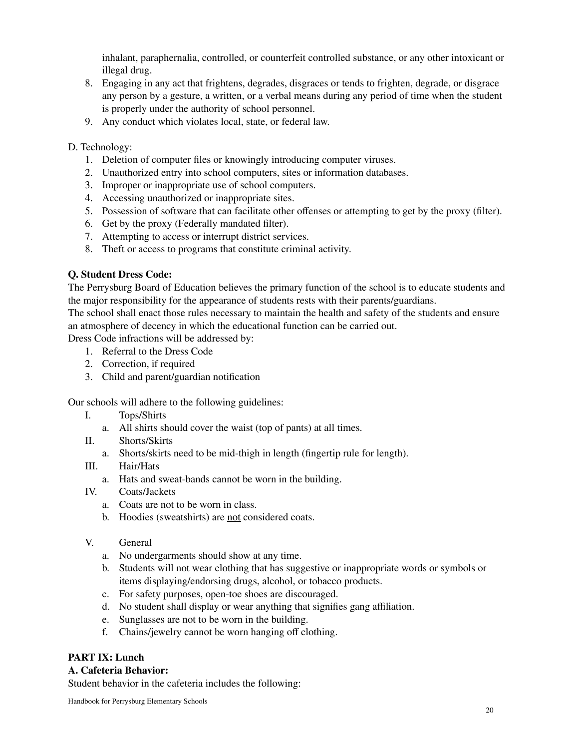inhalant, paraphernalia, controlled, or counterfeit controlled substance, or any other intoxicant or illegal drug.

8. Engaging in any act that frightens, degrades, disgraces or tends to frighten, degrade, or disgrace any person by a gesture, a written, or a verbal means during any period of time when the student is properly under the authority of school personnel.
9. Any conduct which violates local, state, or federal law.

D. Technology:

1. Deletion of computer files or knowingly introducing computer viruses.
2. Unauthorized entry into school computers, sites or information databases.
3. Improper or inappropriate use of school computers.
4. Accessing unauthorized or inappropriate sites.
5. Possession of software that can facilitate other offenses or attempting to get by the proxy (filter).
6. Get by the proxy (Federally mandated filter).
7. Attempting to access or interrupt district services.
8. Theft or access to programs that constitute criminal activity.

**Q. Student Dress Code:**

The Perrysburg Board of Education believes the primary function of the school is to educate students and the major responsibility for the appearance of students rests with their parents/guardians.

The school shall enact those rules necessary to maintain the health and safety of the students and ensure an atmosphere of decency in which the educational function can be carried out.

Dress Code infractions will be addressed by:

1. Referral to the Dress Code
2. Correction, if required
3. Child and parent/guardian notification

Our schools will adhere to the following guidelines:

I. Tops/Shirts
   a. All shirts should cover the waist (top of pants) at all times.

II. Shorts/Skirts
   a. Shorts/skirts need to be mid-thigh in length (fingertip rule for length).

III. Hair/Hats
   a. Hats and sweat-bands cannot be worn in the building.

IV. Coats/Jackets
   a. Coats are not to be worn in class.
   b. Hoodies (sweatshirts) are <u>not</u> considered coats.

V. General
   a. No undergarments should show at any time.
   b. Students will not wear clothing that has suggestive or inappropriate words or symbols or items displaying/endorsing drugs, alcohol, or tobacco products.
   c. For safety purposes, open-toe shoes are discouraged.
   d. No student shall display or wear anything that signifies gang affiliation.
   e. Sunglasses are not to be worn in the building.
   f. Chains/jewelry cannot be worn hanging off clothing.

**PART IX: Lunch**

**A. Cafeteria Behavior:**

Student behavior in the cafeteria includes the following: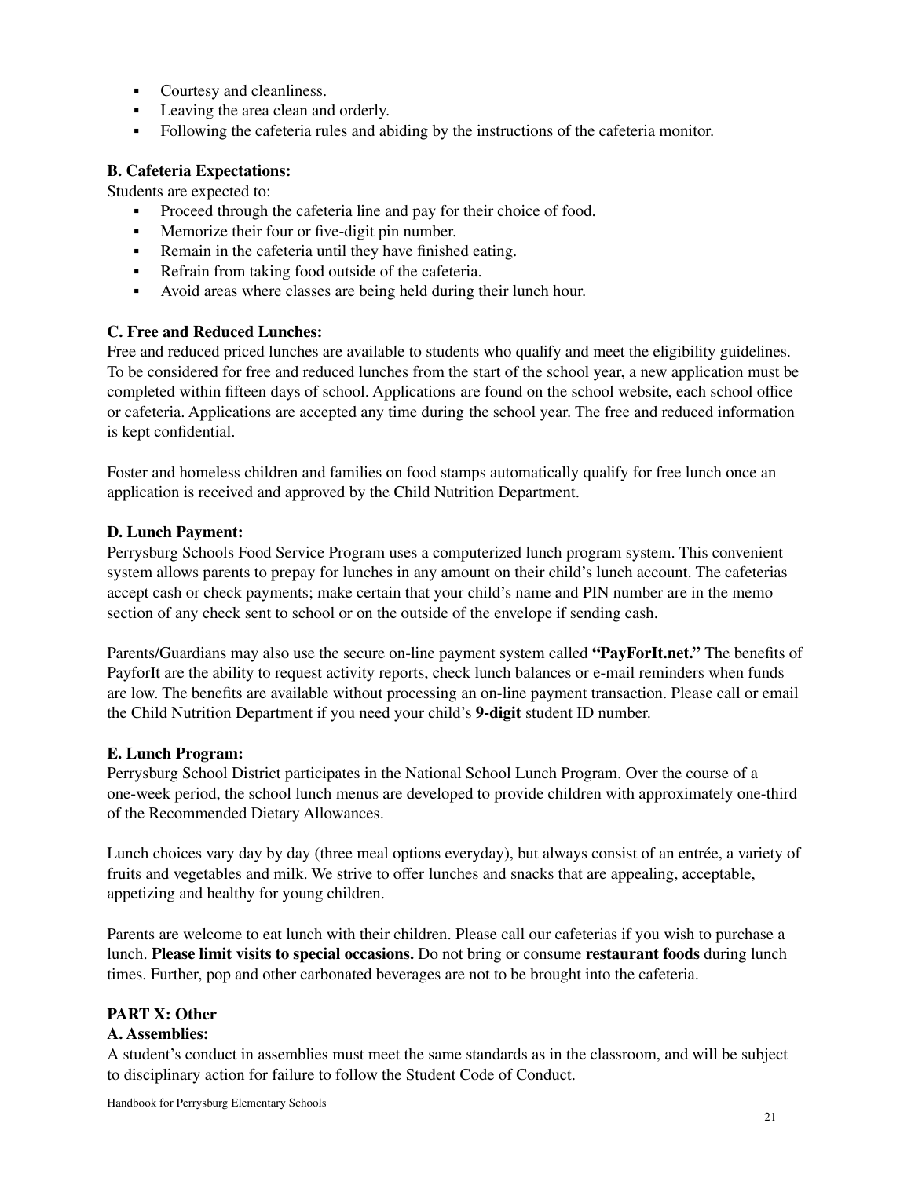- Courtesy and cleanliness.
- Leaving the area clean and orderly.
- Following the cafeteria rules and abiding by the instructions of the cafeteria monitor.

**B. Cafeteria Expectations:**

Students are expected to:

- Proceed through the cafeteria line and pay for their choice of food.
- Memorize their four or five-digit pin number.
- Remain in the cafeteria until they have finished eating.
- Refrain from taking food outside of the cafeteria.
- Avoid areas where classes are being held during their lunch hour.

**C. Free and Reduced Lunches:**

Free and reduced priced lunches are available to students who qualify and meet the eligibility guidelines. To be considered for free and reduced lunches from the start of the school year, a new application must be completed within fifteen days of school. Applications are found on the school website, each school office or cafeteria. Applications are accepted any time during the school year. The free and reduced information is kept confidential.

Foster and homeless children and families on food stamps automatically qualify for free lunch once an application is received and approved by the Child Nutrition Department.

**D. Lunch Payment:**

Perrysburg Schools Food Service Program uses a computerized lunch program system. This convenient system allows parents to prepay for lunches in any amount on their child's lunch account. The cafeterias accept cash or check payments; make certain that your child's name and PIN number are in the memo section of any check sent to school or on the outside of the envelope if sending cash.

Parents/Guardians may also use the secure on-line payment system called **"PayForIt.net."** The benefits of PayforIt are the ability to request activity reports, check lunch balances or e-mail reminders when funds are low. The benefits are available without processing an on-line payment transaction. Please call or email the Child Nutrition Department if you need your child's **9-digit** student ID number.

**E. Lunch Program:**

Perrysburg School District participates in the National School Lunch Program. Over the course of a one-week period, the school lunch menus are developed to provide children with approximately one-third of the Recommended Dietary Allowances.

Lunch choices vary day by day (three meal options everyday), but always consist of an entrée, a variety of fruits and vegetables and milk. We strive to offer lunches and snacks that are appealing, acceptable, appetizing and healthy for young children.

Parents are welcome to eat lunch with their children. Please call our cafeterias if you wish to purchase a lunch. **Please limit visits to special occasions.** Do not bring or consume **restaurant foods** during lunch times. Further, pop and other carbonated beverages are not to be brought into the cafeteria.

## PART X: Other

**A. Assemblies:**

A student's conduct in assemblies must meet the same standards as in the classroom, and will be subject to disciplinary action for failure to follow the Student Code of Conduct.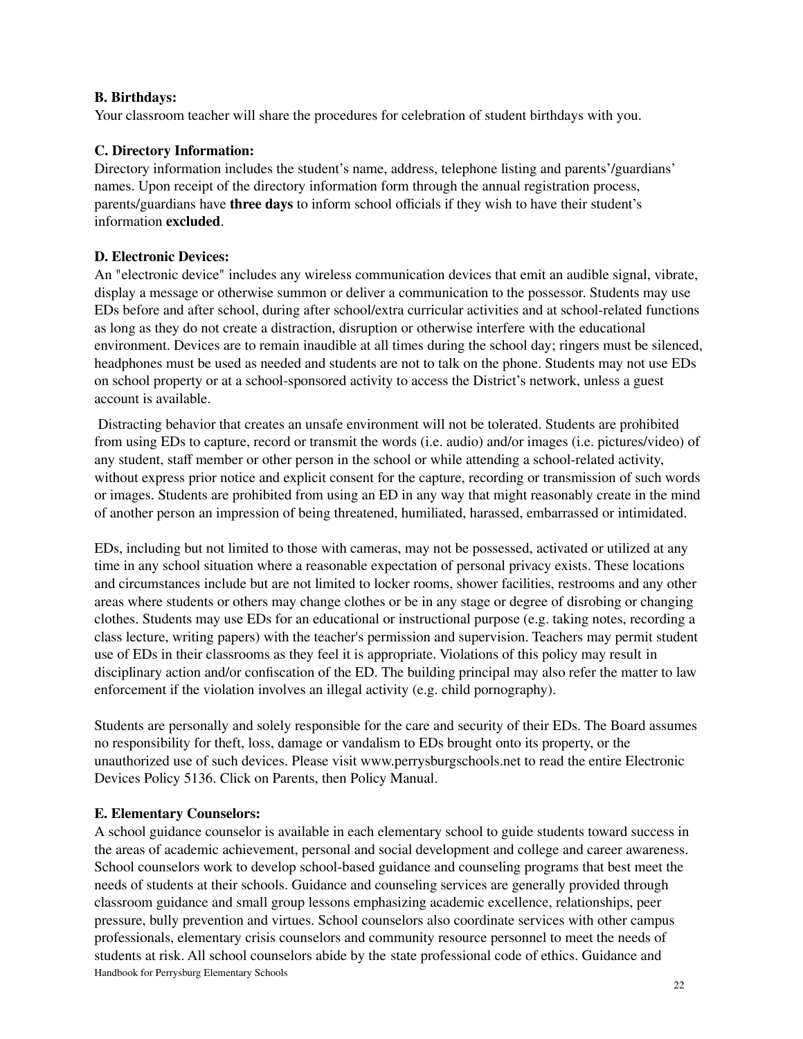**B. Birthdays:**
Your classroom teacher will share the procedures for celebration of student birthdays with you.

**C. Directory Information:**
Directory information includes the student's name, address, telephone listing and parents'/guardians' names. Upon receipt of the directory information form through the annual registration process, parents/guardians have **three days** to inform school officials if they wish to have their student's information **excluded**.

**D. Electronic Devices:**
An "electronic device" includes any wireless communication devices that emit an audible signal, vibrate, display a message or otherwise summon or deliver a communication to the possessor. Students may use EDs before and after school, during after school/extra curricular activities and at school-related functions as long as they do not create a distraction, disruption or otherwise interfere with the educational environment. Devices are to remain inaudible at all times during the school day; ringers must be silenced, headphones must be used as needed and students are not to talk on the phone. Students may not use EDs on school property or at a school-sponsored activity to access the District's network, unless a guest account is available.

Distracting behavior that creates an unsafe environment will not be tolerated. Students are prohibited from using EDs to capture, record or transmit the words (i.e. audio) and/or images (i.e. pictures/video) of any student, staff member or other person in the school or while attending a school-related activity, without express prior notice and explicit consent for the capture, recording or transmission of such words or images. Students are prohibited from using an ED in any way that might reasonably create in the mind of another person an impression of being threatened, humiliated, harassed, embarrassed or intimidated.

EDs, including but not limited to those with cameras, may not be possessed, activated or utilized at any time in any school situation where a reasonable expectation of personal privacy exists. These locations and circumstances include but are not limited to locker rooms, shower facilities, restrooms and any other areas where students or others may change clothes or be in any stage or degree of disrobing or changing clothes. Students may use EDs for an educational or instructional purpose (e.g. taking notes, recording a class lecture, writing papers) with the teacher's permission and supervision. Teachers may permit student use of EDs in their classrooms as they feel it is appropriate. Violations of this policy may result in disciplinary action and/or confiscation of the ED. The building principal may also refer the matter to law enforcement if the violation involves an illegal activity (e.g. child pornography).

Students are personally and solely responsible for the care and security of their EDs. The Board assumes no responsibility for theft, loss, damage or vandalism to EDs brought onto its property, or the unauthorized use of such devices. Please visit www.perrysburgschools.net to read the entire Electronic Devices Policy 5136. Click on Parents, then Policy Manual.

**E. Elementary Counselors:**
A school guidance counselor is available in each elementary school to guide students toward success in the areas of academic achievement, personal and social development and college and career awareness. School counselors work to develop school-based guidance and counseling programs that best meet the needs of students at their schools. Guidance and counseling services are generally provided through classroom guidance and small group lessons emphasizing academic excellence, relationships, peer pressure, bully prevention and virtues. School counselors also coordinate services with other campus professionals, elementary crisis counselors and community resource personnel to meet the needs of students at risk. All school counselors abide by the state professional code of ethics. Guidance and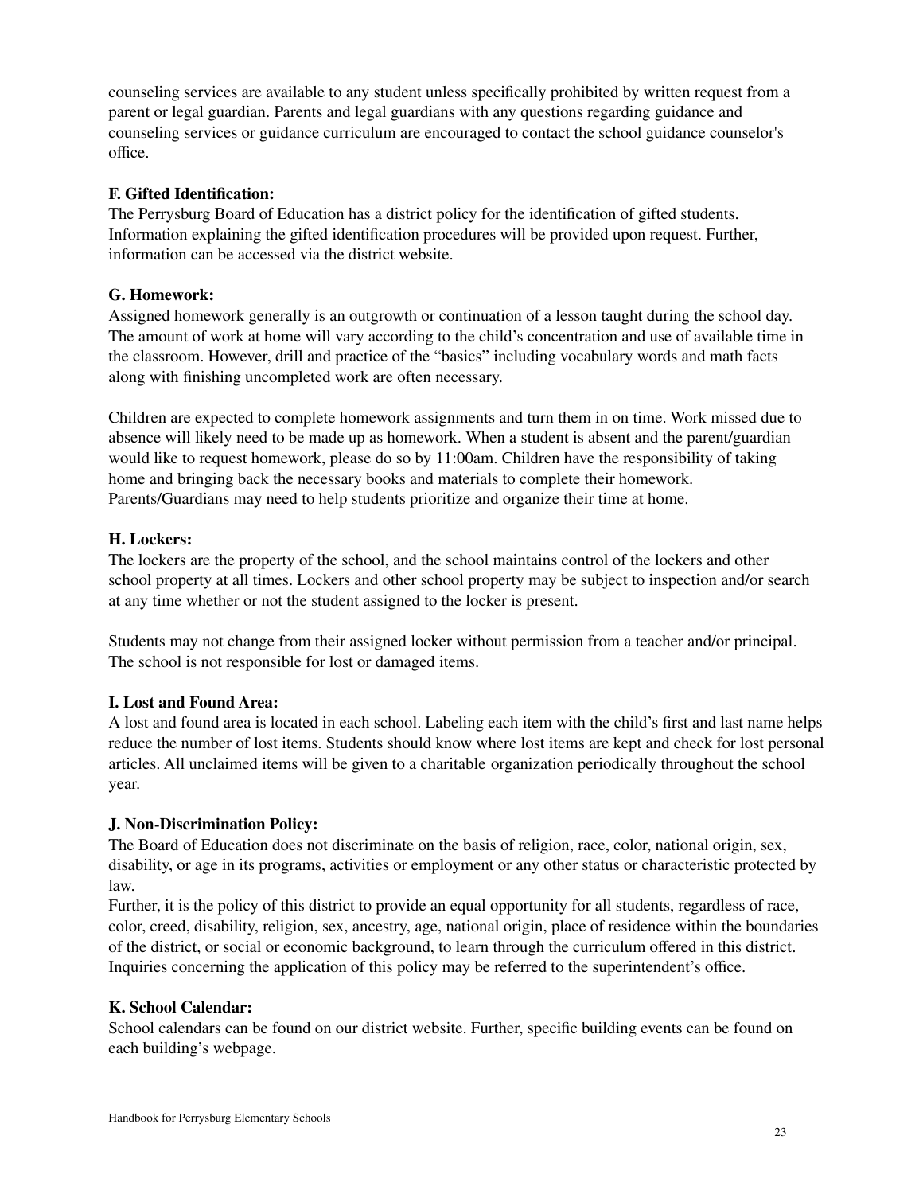counseling services are available to any student unless specifically prohibited by written request from a parent or legal guardian. Parents and legal guardians with any questions regarding guidance and counseling services or guidance curriculum are encouraged to contact the school guidance counselor's office.

**F. Gifted Identification:**
The Perrysburg Board of Education has a district policy for the identification of gifted students. Information explaining the gifted identification procedures will be provided upon request. Further, information can be accessed via the district website.

**G. Homework:**
Assigned homework generally is an outgrowth or continuation of a lesson taught during the school day. The amount of work at home will vary according to the child's concentration and use of available time in the classroom. However, drill and practice of the "basics" including vocabulary words and math facts along with finishing uncompleted work are often necessary.

Children are expected to complete homework assignments and turn them in on time. Work missed due to absence will likely need to be made up as homework. When a student is absent and the parent/guardian would like to request homework, please do so by 11:00am. Children have the responsibility of taking home and bringing back the necessary books and materials to complete their homework. Parents/Guardians may need to help students prioritize and organize their time at home.

**H. Lockers:**
The lockers are the property of the school, and the school maintains control of the lockers and other school property at all times. Lockers and other school property may be subject to inspection and/or search at any time whether or not the student assigned to the locker is present.

Students may not change from their assigned locker without permission from a teacher and/or principal. The school is not responsible for lost or damaged items.

**I. Lost and Found Area:**
A lost and found area is located in each school. Labeling each item with the child's first and last name helps reduce the number of lost items. Students should know where lost items are kept and check for lost personal articles. All unclaimed items will be given to a charitable organization periodically throughout the school year.

**J. Non-Discrimination Policy:**
The Board of Education does not discriminate on the basis of religion, race, color, national origin, sex, disability, or age in its programs, activities or employment or any other status or characteristic protected by law.
Further, it is the policy of this district to provide an equal opportunity for all students, regardless of race, color, creed, disability, religion, sex, ancestry, age, national origin, place of residence within the boundaries of the district, or social or economic background, to learn through the curriculum offered in this district. Inquiries concerning the application of this policy may be referred to the superintendent's office.

**K. School Calendar:**
School calendars can be found on our district website. Further, specific building events can be found on each building's webpage.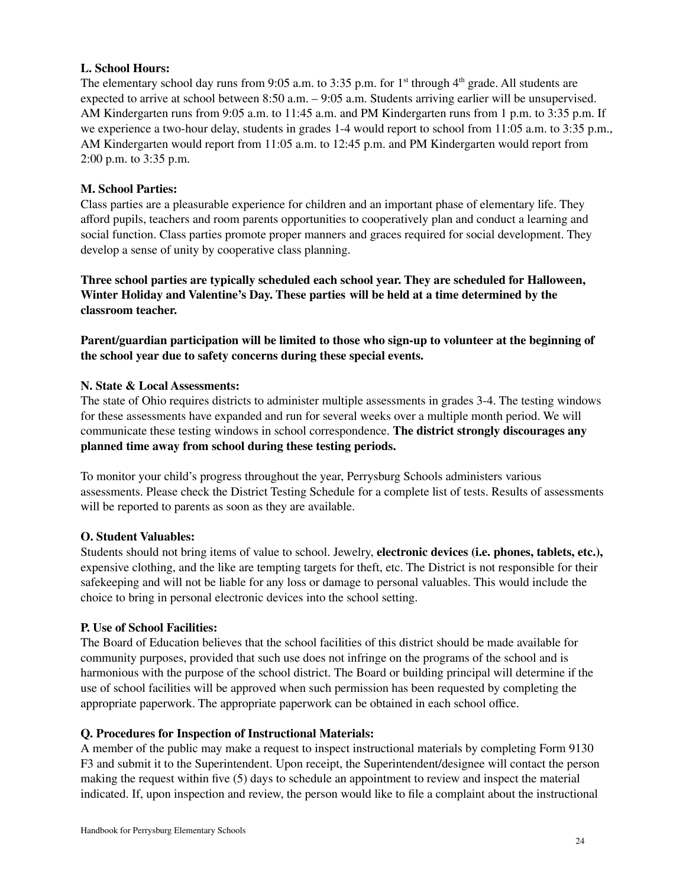**L. School Hours:**
The elementary school day runs from 9:05 a.m. to 3:35 p.m. for 1st through 4th grade. All students are expected to arrive at school between 8:50 a.m. – 9:05 a.m. Students arriving earlier will be unsupervised. AM Kindergarten runs from 9:05 a.m. to 11:45 a.m. and PM Kindergarten runs from 1 p.m. to 3:35 p.m. If we experience a two-hour delay, students in grades 1-4 would report to school from 11:05 a.m. to 3:35 p.m., AM Kindergarten would report from 11:05 a.m. to 12:45 p.m. and PM Kindergarten would report from 2:00 p.m. to 3:35 p.m.

**M. School Parties:**
Class parties are a pleasurable experience for children and an important phase of elementary life. They afford pupils, teachers and room parents opportunities to cooperatively plan and conduct a learning and social function. Class parties promote proper manners and graces required for social development. They develop a sense of unity by cooperative class planning.

**Three school parties are typically scheduled each school year. They are scheduled for Halloween, Winter Holiday and Valentine's Day. These parties will be held at a time determined by the classroom teacher.**

**Parent/guardian participation will be limited to those who sign-up to volunteer at the beginning of the school year due to safety concerns during these special events.**

**N. State & Local Assessments:**
The state of Ohio requires districts to administer multiple assessments in grades 3-4. The testing windows for these assessments have expanded and run for several weeks over a multiple month period. We will communicate these testing windows in school correspondence. **The district strongly discourages any planned time away from school during these testing periods.**

To monitor your child's progress throughout the year, Perrysburg Schools administers various assessments. Please check the District Testing Schedule for a complete list of tests. Results of assessments will be reported to parents as soon as they are available.

**O. Student Valuables:**
Students should not bring items of value to school. Jewelry, **electronic devices (i.e. phones, tablets, etc.),** expensive clothing, and the like are tempting targets for theft, etc. The District is not responsible for their safekeeping and will not be liable for any loss or damage to personal valuables. This would include the choice to bring in personal electronic devices into the school setting.

**P. Use of School Facilities:**
The Board of Education believes that the school facilities of this district should be made available for community purposes, provided that such use does not infringe on the programs of the school and is harmonious with the purpose of the school district. The Board or building principal will determine if the use of school facilities will be approved when such permission has been requested by completing the appropriate paperwork. The appropriate paperwork can be obtained in each school office.

**Q. Procedures for Inspection of Instructional Materials:**
A member of the public may make a request to inspect instructional materials by completing Form 9130 F3 and submit it to the Superintendent. Upon receipt, the Superintendent/designee will contact the person making the request within five (5) days to schedule an appointment to review and inspect the material indicated. If, upon inspection and review, the person would like to file a complaint about the instructional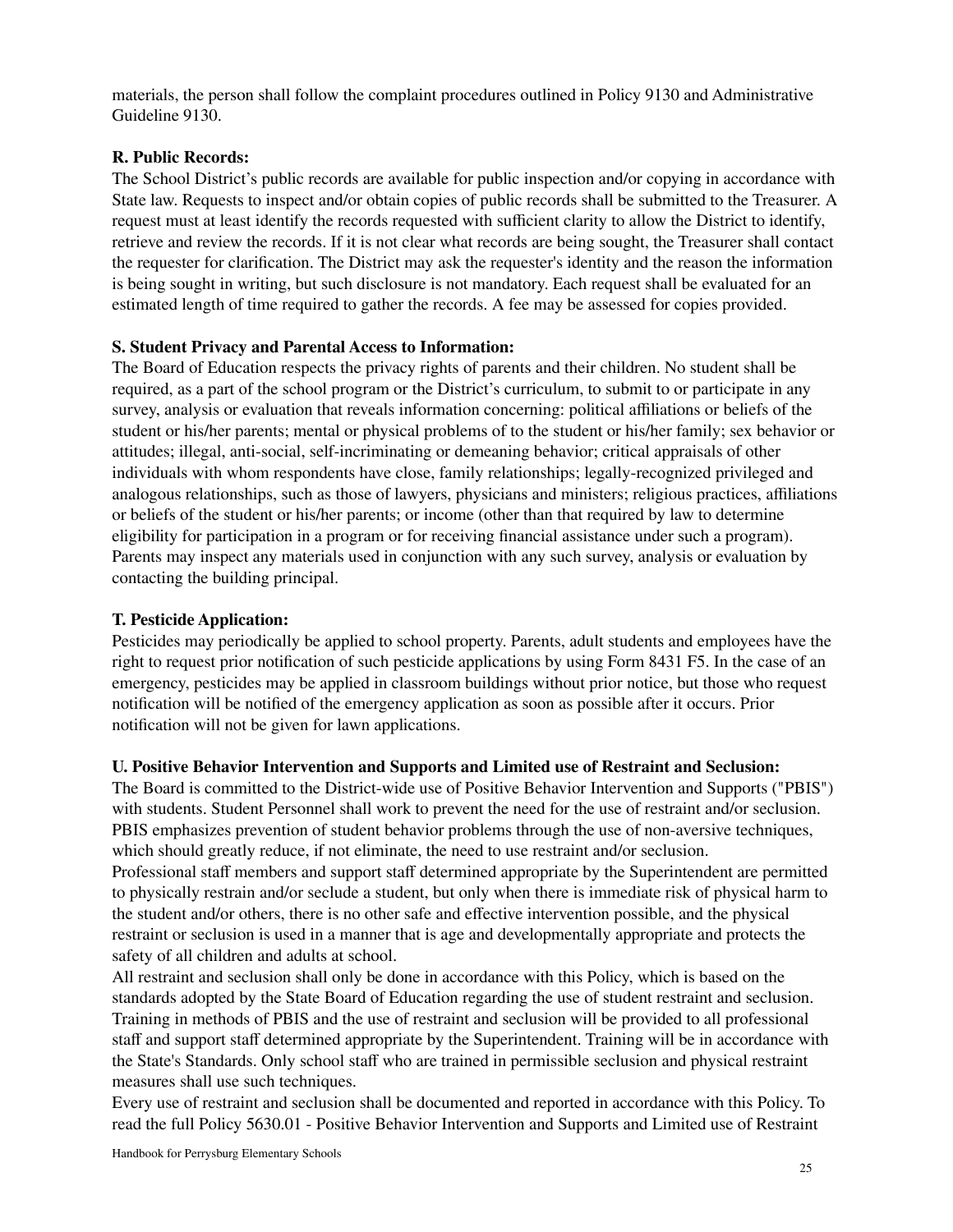materials, the person shall follow the complaint procedures outlined in Policy 9130 and Administrative Guideline 9130.

**R. Public Records:**

The School District's public records are available for public inspection and/or copying in accordance with State law. Requests to inspect and/or obtain copies of public records shall be submitted to the Treasurer. A request must at least identify the records requested with sufficient clarity to allow the District to identify, retrieve and review the records. If it is not clear what records are being sought, the Treasurer shall contact the requester for clarification. The District may ask the requester's identity and the reason the information is being sought in writing, but such disclosure is not mandatory. Each request shall be evaluated for an estimated length of time required to gather the records. A fee may be assessed for copies provided.

**S. Student Privacy and Parental Access to Information:**

The Board of Education respects the privacy rights of parents and their children. No student shall be required, as a part of the school program or the District's curriculum, to submit to or participate in any survey, analysis or evaluation that reveals information concerning: political affiliations or beliefs of the student or his/her parents; mental or physical problems of to the student or his/her family; sex behavior or attitudes; illegal, anti-social, self-incriminating or demeaning behavior; critical appraisals of other individuals with whom respondents have close, family relationships; legally-recognized privileged and analogous relationships, such as those of lawyers, physicians and ministers; religious practices, affiliations or beliefs of the student or his/her parents; or income (other than that required by law to determine eligibility for participation in a program or for receiving financial assistance under such a program). Parents may inspect any materials used in conjunction with any such survey, analysis or evaluation by contacting the building principal.

**T. Pesticide Application:**

Pesticides may periodically be applied to school property. Parents, adult students and employees have the right to request prior notification of such pesticide applications by using Form 8431 F5. In the case of an emergency, pesticides may be applied in classroom buildings without prior notice, but those who request notification will be notified of the emergency application as soon as possible after it occurs. Prior notification will not be given for lawn applications.

**U. Positive Behavior Intervention and Supports and Limited use of Restraint and Seclusion:**

The Board is committed to the District-wide use of Positive Behavior Intervention and Supports ("PBIS") with students. Student Personnel shall work to prevent the need for the use of restraint and/or seclusion. PBIS emphasizes prevention of student behavior problems through the use of non-aversive techniques, which should greatly reduce, if not eliminate, the need to use restraint and/or seclusion.

Professional staff members and support staff determined appropriate by the Superintendent are permitted to physically restrain and/or seclude a student, but only when there is immediate risk of physical harm to the student and/or others, there is no other safe and effective intervention possible, and the physical restraint or seclusion is used in a manner that is age and developmentally appropriate and protects the safety of all children and adults at school.

All restraint and seclusion shall only be done in accordance with this Policy, which is based on the standards adopted by the State Board of Education regarding the use of student restraint and seclusion. Training in methods of PBIS and the use of restraint and seclusion will be provided to all professional staff and support staff determined appropriate by the Superintendent. Training will be in accordance with the State's Standards. Only school staff who are trained in permissible seclusion and physical restraint measures shall use such techniques.

Every use of restraint and seclusion shall be documented and reported in accordance with this Policy. To read the full Policy 5630.01 - Positive Behavior Intervention and Supports and Limited use of Restraint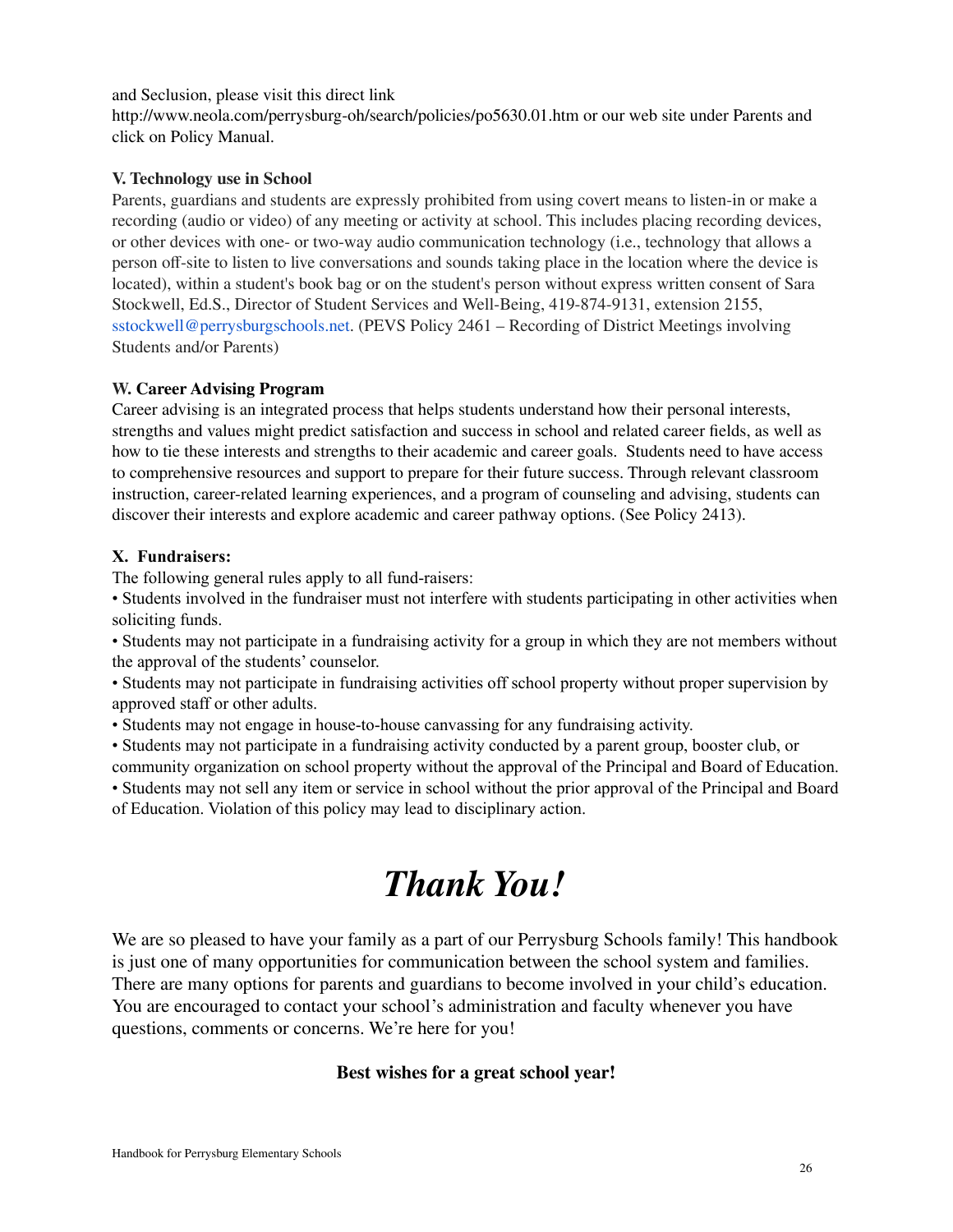and Seclusion, please visit this direct link http://www.neola.com/perrysburg-oh/search/policies/po5630.01.htm or our web site under Parents and click on Policy Manual.

### V. Technology use in School

Parents, guardians and students are expressly prohibited from using covert means to listen-in or make a recording (audio or video) of any meeting or activity at school. This includes placing recording devices, or other devices with one- or two-way audio communication technology (i.e., technology that allows a person off-site to listen to live conversations and sounds taking place in the location where the device is located), within a student's book bag or on the student's person without express written consent of Sara Stockwell, Ed.S., Director of Student Services and Well-Being, 419-874-9131, extension 2155, sstockwell@perrysburgschools.net. (PEVS Policy 2461 – Recording of District Meetings involving Students and/or Parents)

### W. Career Advising Program

Career advising is an integrated process that helps students understand how their personal interests, strengths and values might predict satisfaction and success in school and related career fields, as well as how to tie these interests and strengths to their academic and career goals. Students need to have access to comprehensive resources and support to prepare for their future success. Through relevant classroom instruction, career-related learning experiences, and a program of counseling and advising, students can discover their interests and explore academic and career pathway options. (See Policy 2413).

### X. Fundraisers:

The following general rules apply to all fund-raisers:

- Students involved in the fundraiser must not interfere with students participating in other activities when soliciting funds.
- Students may not participate in a fundraising activity for a group in which they are not members without the approval of the students' counselor.
- Students may not participate in fundraising activities off school property without proper supervision by approved staff or other adults.
- Students may not engage in house-to-house canvassing for any fundraising activity.
- Students may not participate in a fundraising activity conducted by a parent group, booster club, or community organization on school property without the approval of the Principal and Board of Education.
- Students may not sell any item or service in school without the prior approval of the Principal and Board of Education. Violation of this policy may lead to disciplinary action.

# *Thank You!*

We are so pleased to have your family as a part of our Perrysburg Schools family! This handbook is just one of many opportunities for communication between the school system and families. There are many options for parents and guardians to become involved in your child's education. You are encouraged to contact your school's administration and faculty whenever you have questions, comments or concerns. We're here for you!

**Best wishes for a great school year!**